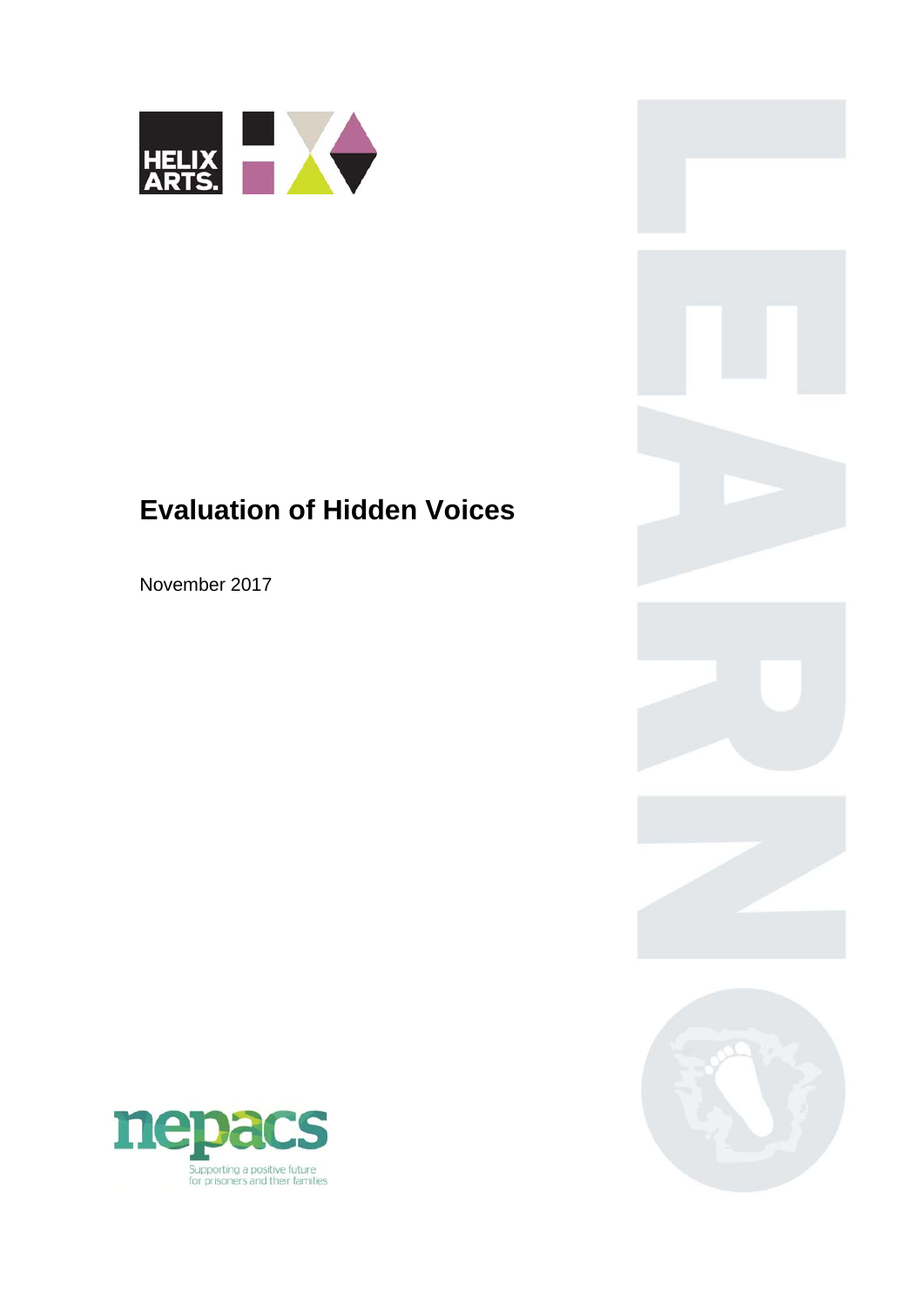HELIX ARTS.

# Evaluation of Hidden Voices

November 2017

nepacs

Supporting a positive future for prisoners and their families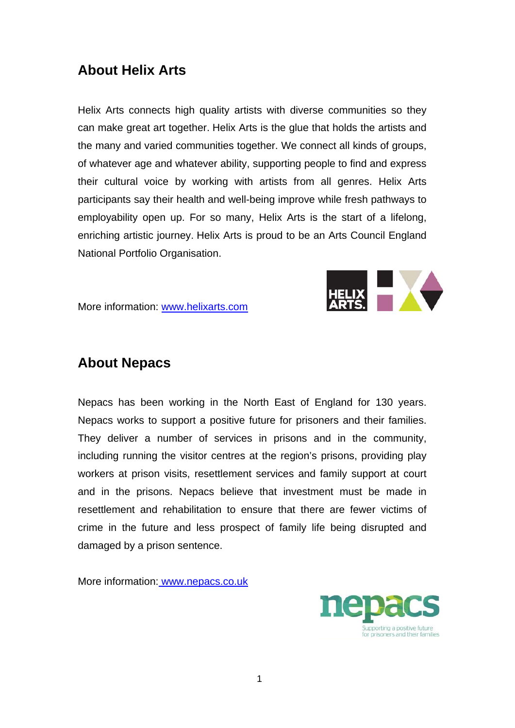## About Helix Arts

Helix Arts connects high quality artists with diverse communities so they can make great art together. Helix Arts is the glue that holds the artists and the many and varied communities together. We connect all kinds of groups, of whatever age and whatever ability, supporting people to find and express their cultural voice by working with artists from all genres. Helix Arts participants say their health and well-being improve while fresh pathways to employability open up. For so many, Helix Arts is the start of a lifelong, enriching artistic journey. Helix Arts is proud to be an Arts Council England National Portfolio Organisation.

More information: [www.helixarts.com](http://www.helixarts.com)

## About Nepacs

Nepacs has been working in the North East of England for 130 years. Nepacs works to support a positive future for prisoners and their families. They deliver a number of services in prisons and in the community, including running the visitor centres at the region's prisons, providing play workers at prison visits, resettlement services and family support at court and in the prisons. Nepacs believe that investment must be made in resettlement and rehabilitation to ensure that there are fewer victims of crime in the future and less prospect of family life being disrupted and damaged by a prison sentence.

More information: [www.nepacs.co.uk](http://www.nepacs.co.uk)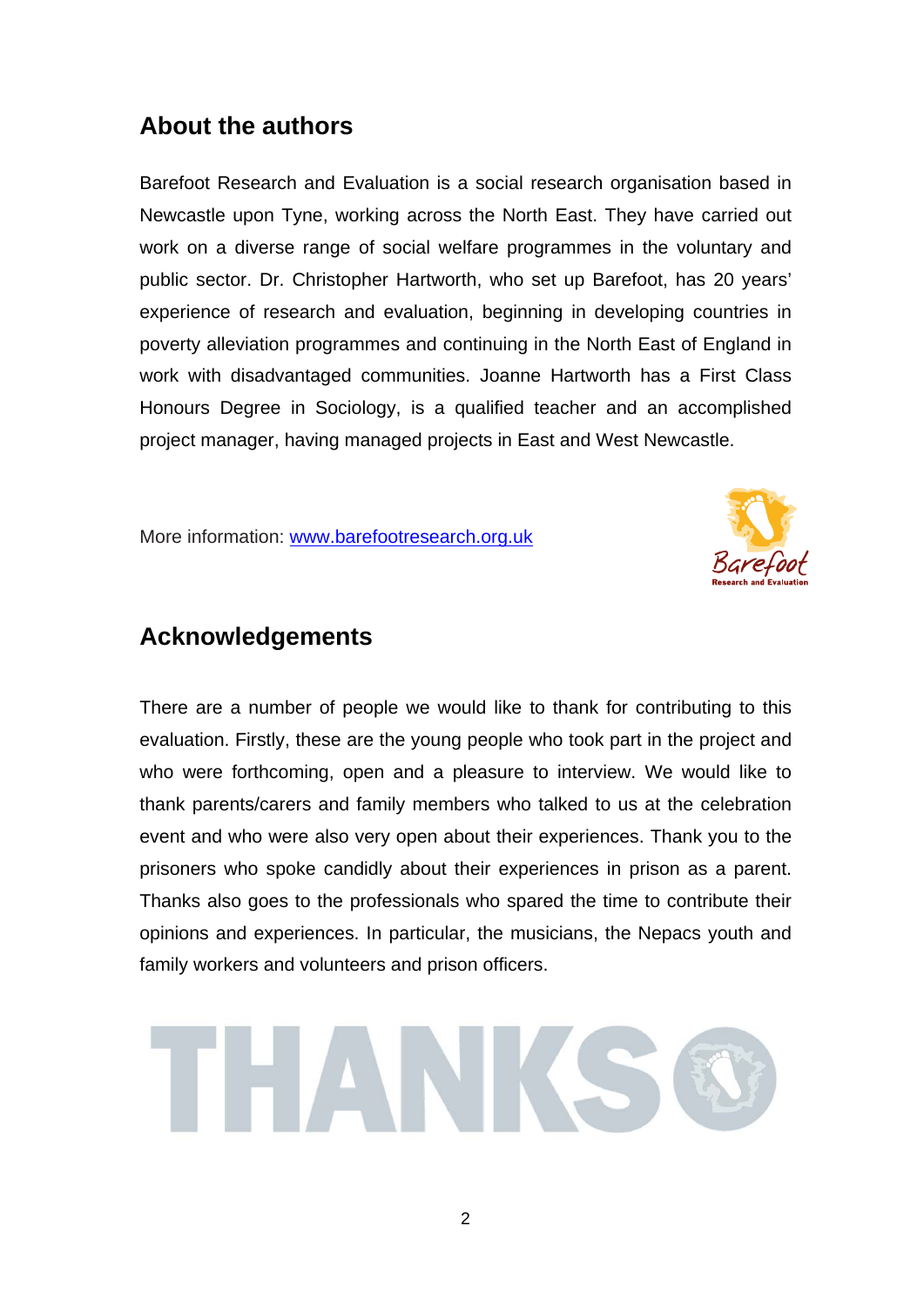## About the authors

Barefoot Research and Evaluation is a social research organisation based in Newcastle upon Tyne, working across the North East. They have carried out work on a diverse range of social welfare programmes in the voluntary and public sector. Dr. Christopher Hartworth, who set up Barefoot, has 20 years' experience of research and evaluation, beginning in developing countries in poverty alleviation programmes and continuing in the North East of England in work with disadvantaged communities. Joanne Hartworth has a First Class Honours Degree in Sociology, is a qualified teacher and an accomplished project manager, having managed projects in East and West Newcastle.

More information: [www.barefootresearch.org.uk](http://www.barefootresearch.org.uk)

## Acknowledgements

There are a number of people we would like to thank for contributing to this evaluation. Firstly, these are the young people who took part in the project and who were forthcoming, open and a pleasure to interview. We would like to thank parents/carers and family members who talked to us at the celebration event and who were also very open about their experiences. Thank you to the prisoners who spoke candidly about their experiences in prison as a parent. Thanks also goes to the professionals who spared the time to contribute their opinions and experiences. In particular, the musicians, the Nepacs youth and family workers and volunteers and prison officers.

THANKS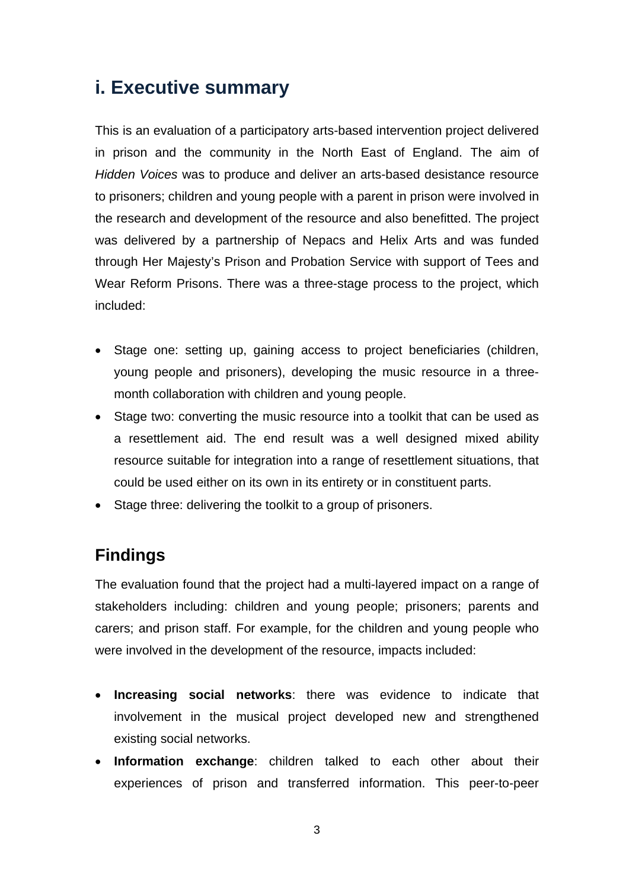## i. Executive summary

This is an evaluation of a participatory arts-based intervention project delivered in prison and the community in the North East of England. The aim of *Hidden Voices* was to produce and deliver an arts-based desistance resource to prisoners; children and young people with a parent in prison were involved in the research and development of the resource and also benefitted. The project was delivered by a partnership of Nepacs and Helix Arts and was funded through Her Majesty's Prison and Probation Service with support of Tees and Wear Reform Prisons. There was a three-stage process to the project, which included:

- Stage one: setting up, gaining access to project beneficiaries (children, young people and prisoners), developing the music resource in a three-month collaboration with children and young people.
- Stage two: converting the music resource into a toolkit that can be used as a resettlement aid. The end result was a well designed mixed ability resource suitable for integration into a range of resettlement situations, that could be used either on its own in its entirety or in constituent parts.
- Stage three: delivering the toolkit to a group of prisoners.

## Findings

The evaluation found that the project had a multi-layered impact on a range of stakeholders including: children and young people; prisoners; parents and carers; and prison staff. For example, for the children and young people who were involved in the development of the resource, impacts included:

- **Increasing social networks**: there was evidence to indicate that involvement in the musical project developed new and strengthened existing social networks.
- **Information exchange**: children talked to each other about their experiences of prison and transferred information. This peer-to-peer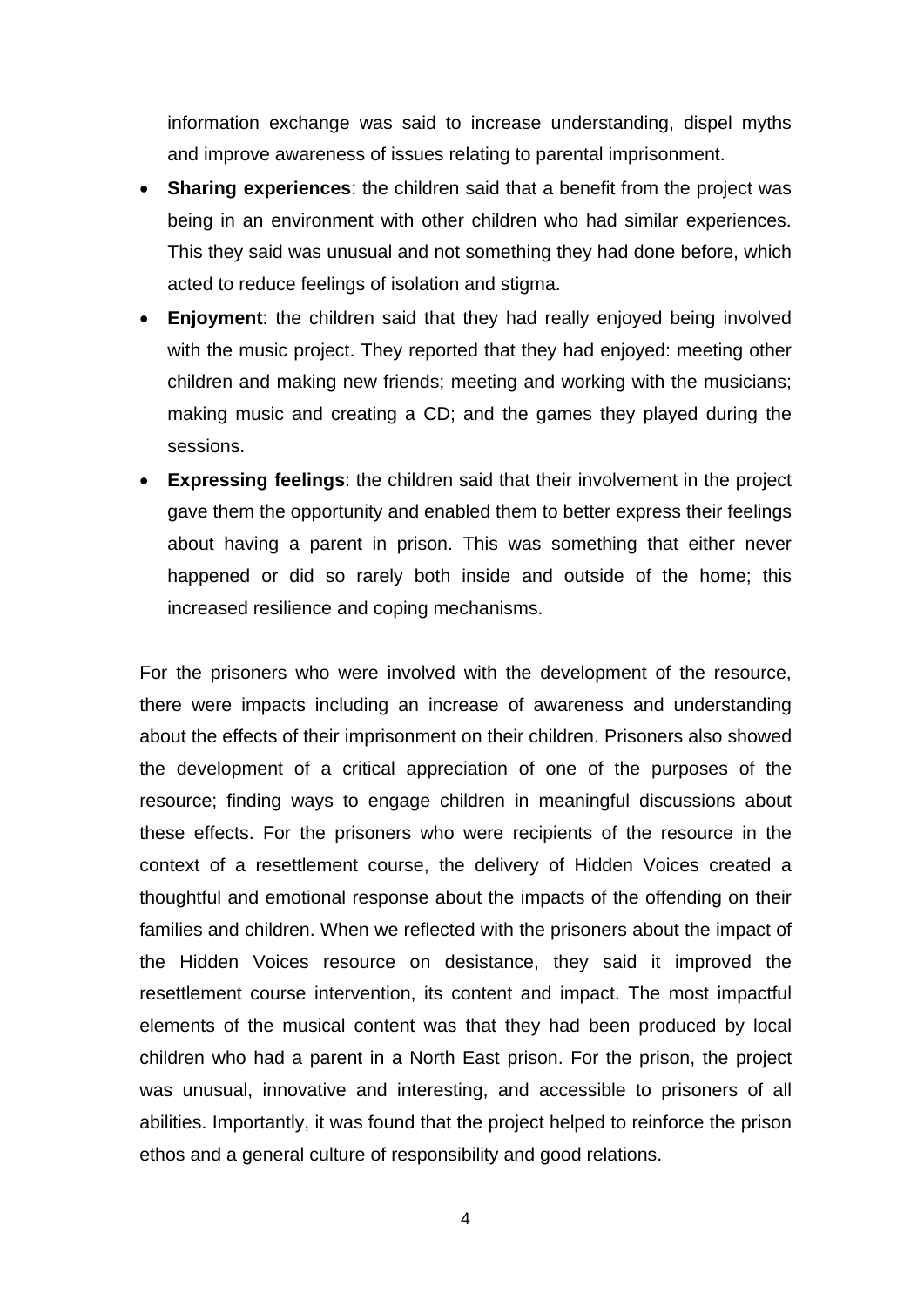information exchange was said to increase understanding, dispel myths and improve awareness of issues relating to parental imprisonment.

- **Sharing experiences**: the children said that a benefit from the project was being in an environment with other children who had similar experiences. This they said was unusual and not something they had done before, which acted to reduce feelings of isolation and stigma.
- **Enjoyment**: the children said that they had really enjoyed being involved with the music project. They reported that they had enjoyed: meeting other children and making new friends; meeting and working with the musicians; making music and creating a CD; and the games they played during the sessions.
- **Expressing feelings**: the children said that their involvement in the project gave them the opportunity and enabled them to better express their feelings about having a parent in prison. This was something that either never happened or did so rarely both inside and outside of the home; this increased resilience and coping mechanisms.

For the prisoners who were involved with the development of the resource, there were impacts including an increase of awareness and understanding about the effects of their imprisonment on their children. Prisoners also showed the development of a critical appreciation of one of the purposes of the resource; finding ways to engage children in meaningful discussions about these effects. For the prisoners who were recipients of the resource in the context of a resettlement course, the delivery of Hidden Voices created a thoughtful and emotional response about the impacts of the offending on their families and children. When we reflected with the prisoners about the impact of the Hidden Voices resource on desistance, they said it improved the resettlement course intervention, its content and impact. The most impactful elements of the musical content was that they had been produced by local children who had a parent in a North East prison. For the prison, the project was unusual, innovative and interesting, and accessible to prisoners of all abilities. Importantly, it was found that the project helped to reinforce the prison ethos and a general culture of responsibility and good relations.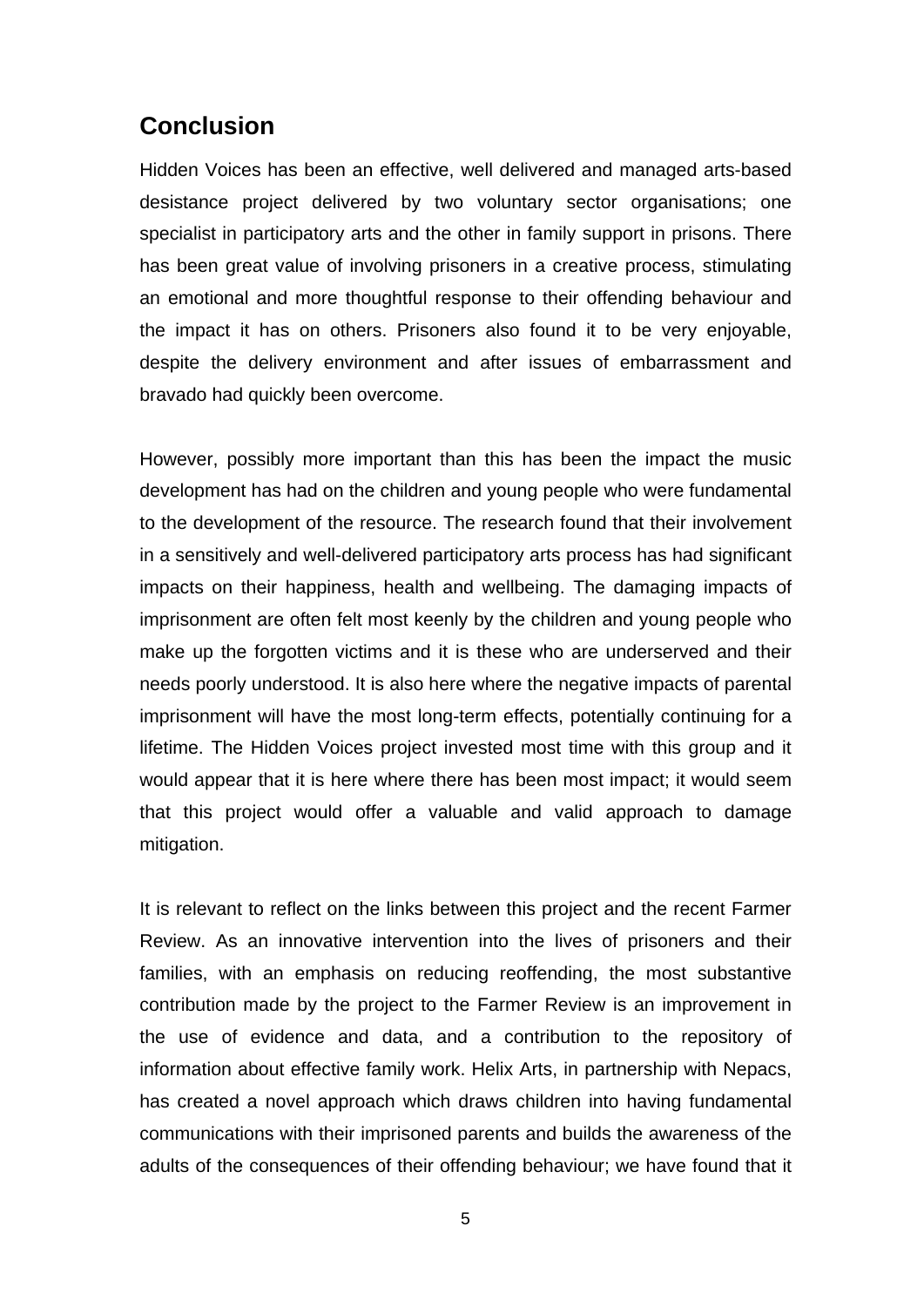## Conclusion

Hidden Voices has been an effective, well delivered and managed arts-based desistance project delivered by two voluntary sector organisations; one specialist in participatory arts and the other in family support in prisons. There has been great value of involving prisoners in a creative process, stimulating an emotional and more thoughtful response to their offending behaviour and the impact it has on others. Prisoners also found it to be very enjoyable, despite the delivery environment and after issues of embarrassment and bravado had quickly been overcome.

However, possibly more important than this has been the impact the music development has had on the children and young people who were fundamental to the development of the resource. The research found that their involvement in a sensitively and well-delivered participatory arts process has had significant impacts on their happiness, health and wellbeing. The damaging impacts of imprisonment are often felt most keenly by the children and young people who make up the forgotten victims and it is these who are underserved and their needs poorly understood. It is also here where the negative impacts of parental imprisonment will have the most long-term effects, potentially continuing for a lifetime. The Hidden Voices project invested most time with this group and it would appear that it is here where there has been most impact; it would seem that this project would offer a valuable and valid approach to damage mitigation.

It is relevant to reflect on the links between this project and the recent Farmer Review. As an innovative intervention into the lives of prisoners and their families, with an emphasis on reducing reoffending, the most substantive contribution made by the project to the Farmer Review is an improvement in the use of evidence and data, and a contribution to the repository of information about effective family work. Helix Arts, in partnership with Nepacs, has created a novel approach which draws children into having fundamental communications with their imprisoned parents and builds the awareness of the adults of the consequences of their offending behaviour; we have found that it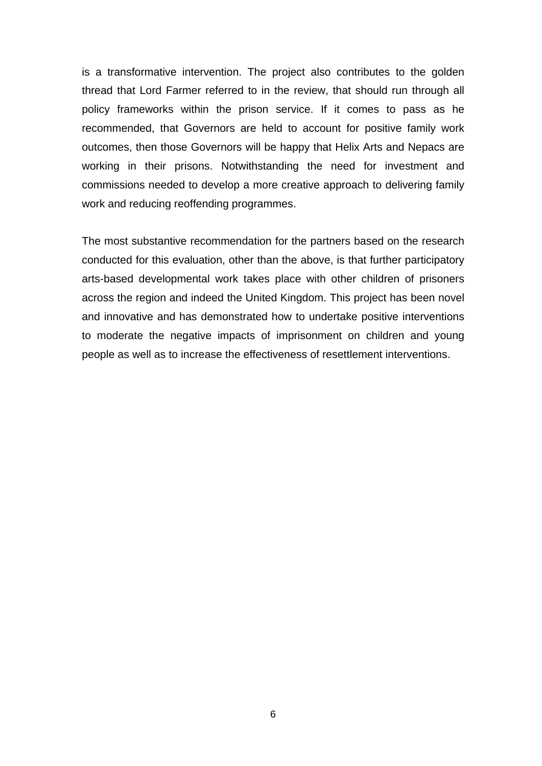is a transformative intervention. The project also contributes to the golden thread that Lord Farmer referred to in the review, that should run through all policy frameworks within the prison service. If it comes to pass as he recommended, that Governors are held to account for positive family work outcomes, then those Governors will be happy that Helix Arts and Nepacs are working in their prisons. Notwithstanding the need for investment and commissions needed to develop a more creative approach to delivering family work and reducing reoffending programmes.

The most substantive recommendation for the partners based on the research conducted for this evaluation, other than the above, is that further participatory arts-based developmental work takes place with other children of prisoners across the region and indeed the United Kingdom. This project has been novel and innovative and has demonstrated how to undertake positive interventions to moderate the negative impacts of imprisonment on children and young people as well as to increase the effectiveness of resettlement interventions.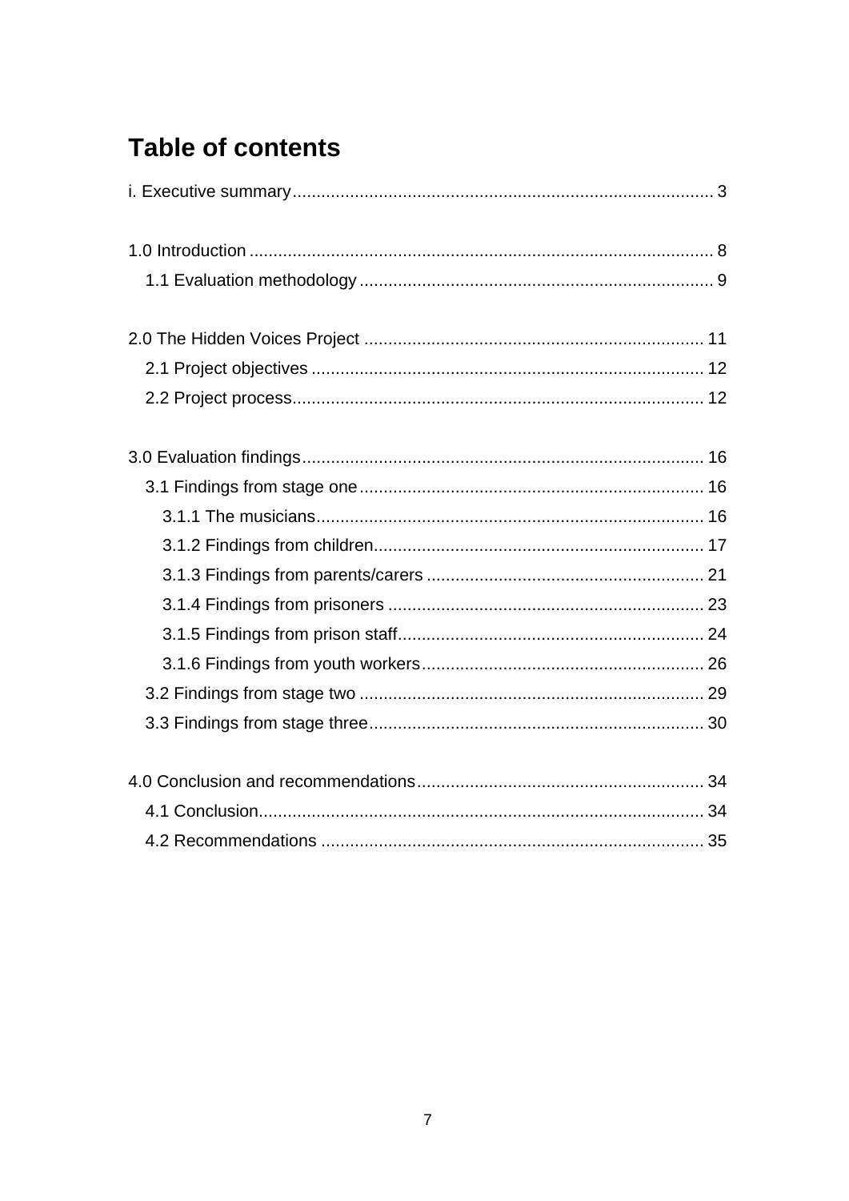# Table of contents

i. Executive summary ........................................................................................ 3

1.0 Introduction ................................................................................................ 8

  1.1 Evaluation methodology ......................................................................... 9

2.0 The Hidden Voices Project ....................................................................... 11

  2.1 Project objectives ................................................................................. 12

  2.2 Project process...................................................................................... 12

3.0 Evaluation findings.................................................................................... 16

  3.1 Findings from stage one ........................................................................ 16

    3.1.1 The musicians................................................................................. 16

    3.1.2 Findings from children..................................................................... 17

    3.1.3 Findings from parents/carers .......................................................... 21

    3.1.4 Findings from prisoners .................................................................. 23

    3.1.5 Findings from prison staff................................................................ 24

    3.1.6 Findings from youth workers........................................................... 26

  3.2 Findings from stage two ........................................................................ 29

  3.3 Findings from stage three...................................................................... 30

4.0 Conclusion and recommendations............................................................ 34

  4.1 Conclusion............................................................................................. 34

  4.2 Recommendations ................................................................................ 35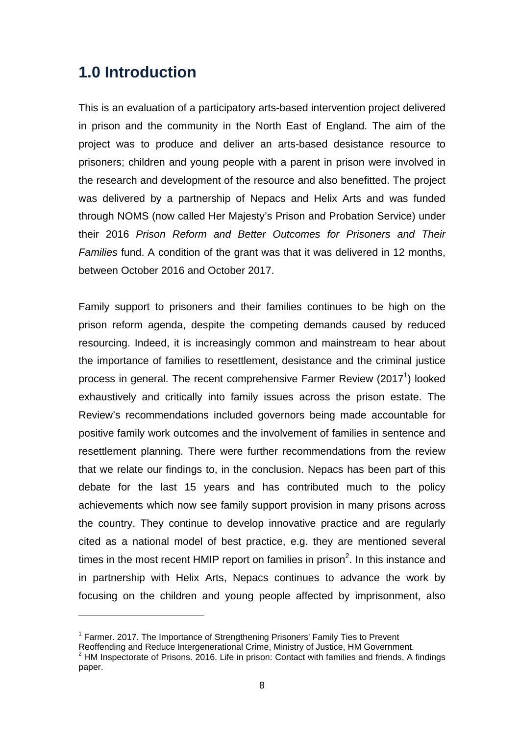## 1.0 Introduction

This is an evaluation of a participatory arts-based intervention project delivered in prison and the community in the North East of England. The aim of the project was to produce and deliver an arts-based desistance resource to prisoners; children and young people with a parent in prison were involved in the research and development of the resource and also benefitted. The project was delivered by a partnership of Nepacs and Helix Arts and was funded through NOMS (now called Her Majesty's Prison and Probation Service) under their 2016 *Prison Reform and Better Outcomes for Prisoners and Their Families* fund. A condition of the grant was that it was delivered in 12 months, between October 2016 and October 2017.

Family support to prisoners and their families continues to be high on the prison reform agenda, despite the competing demands caused by reduced resourcing. Indeed, it is increasingly common and mainstream to hear about the importance of families to resettlement, desistance and the criminal justice process in general. The recent comprehensive Farmer Review (2017[1]) looked exhaustively and critically into family issues across the prison estate. The Review's recommendations included governors being made accountable for positive family work outcomes and the involvement of families in sentence and resettlement planning. There were further recommendations from the review that we relate our findings to, in the conclusion. Nepacs has been part of this debate for the last 15 years and has contributed much to the policy achievements which now see family support provision in many prisons across the country. They continue to develop innovative practice and are regularly cited as a national model of best practice, e.g. they are mentioned several times in the most recent HMIP report on families in prison[2]. In this instance and in partnership with Helix Arts, Nepacs continues to advance the work by focusing on the children and young people affected by imprisonment, also

---

[1] Farmer. 2017. The Importance of Strengthening Prisoners' Family Ties to Prevent Reoffending and Reduce Intergenerational Crime, Ministry of Justice, HM Government.

[2] HM Inspectorate of Prisons. 2016. Life in prison: Contact with families and friends, A findings paper.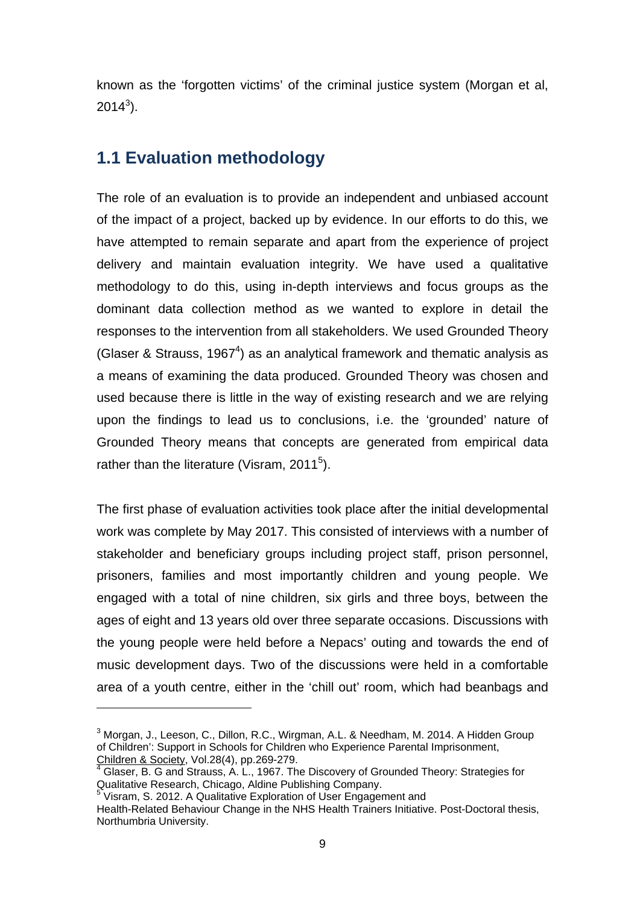known as the 'forgotten victims' of the criminal justice system (Morgan et al, 2014[3]).

## 1.1 Evaluation methodology

The role of an evaluation is to provide an independent and unbiased account of the impact of a project, backed up by evidence. In our efforts to do this, we have attempted to remain separate and apart from the experience of project delivery and maintain evaluation integrity. We have used a qualitative methodology to do this, using in-depth interviews and focus groups as the dominant data collection method as we wanted to explore in detail the responses to the intervention from all stakeholders. We used Grounded Theory (Glaser & Strauss, 1967[4]) as an analytical framework and thematic analysis as a means of examining the data produced. Grounded Theory was chosen and used because there is little in the way of existing research and we are relying upon the findings to lead us to conclusions, i.e. the 'grounded' nature of Grounded Theory means that concepts are generated from empirical data rather than the literature (Visram, 2011[5]).

The first phase of evaluation activities took place after the initial developmental work was complete by May 2017. This consisted of interviews with a number of stakeholder and beneficiary groups including project staff, prison personnel, prisoners, families and most importantly children and young people. We engaged with a total of nine children, six girls and three boys, between the ages of eight and 13 years old over three separate occasions. Discussions with the young people were held before a Nepacs' outing and towards the end of music development days. Two of the discussions were held in a comfortable area of a youth centre, either in the 'chill out' room, which had beanbags and

---

[3] Morgan, J., Leeson, C., Dillon, R.C., Wirgman, A.L. & Needham, M. 2014. A Hidden Group of Children': Support in Schools for Children who Experience Parental Imprisonment, Children & Society, Vol.28(4), pp.269-279.

[4] Glaser, B. G and Strauss, A. L., 1967. The Discovery of Grounded Theory: Strategies for Qualitative Research, Chicago, Aldine Publishing Company.

[5] Visram, S. 2012. A Qualitative Exploration of User Engagement and Health-Related Behaviour Change in the NHS Health Trainers Initiative. Post-Doctoral thesis, Northumbria University.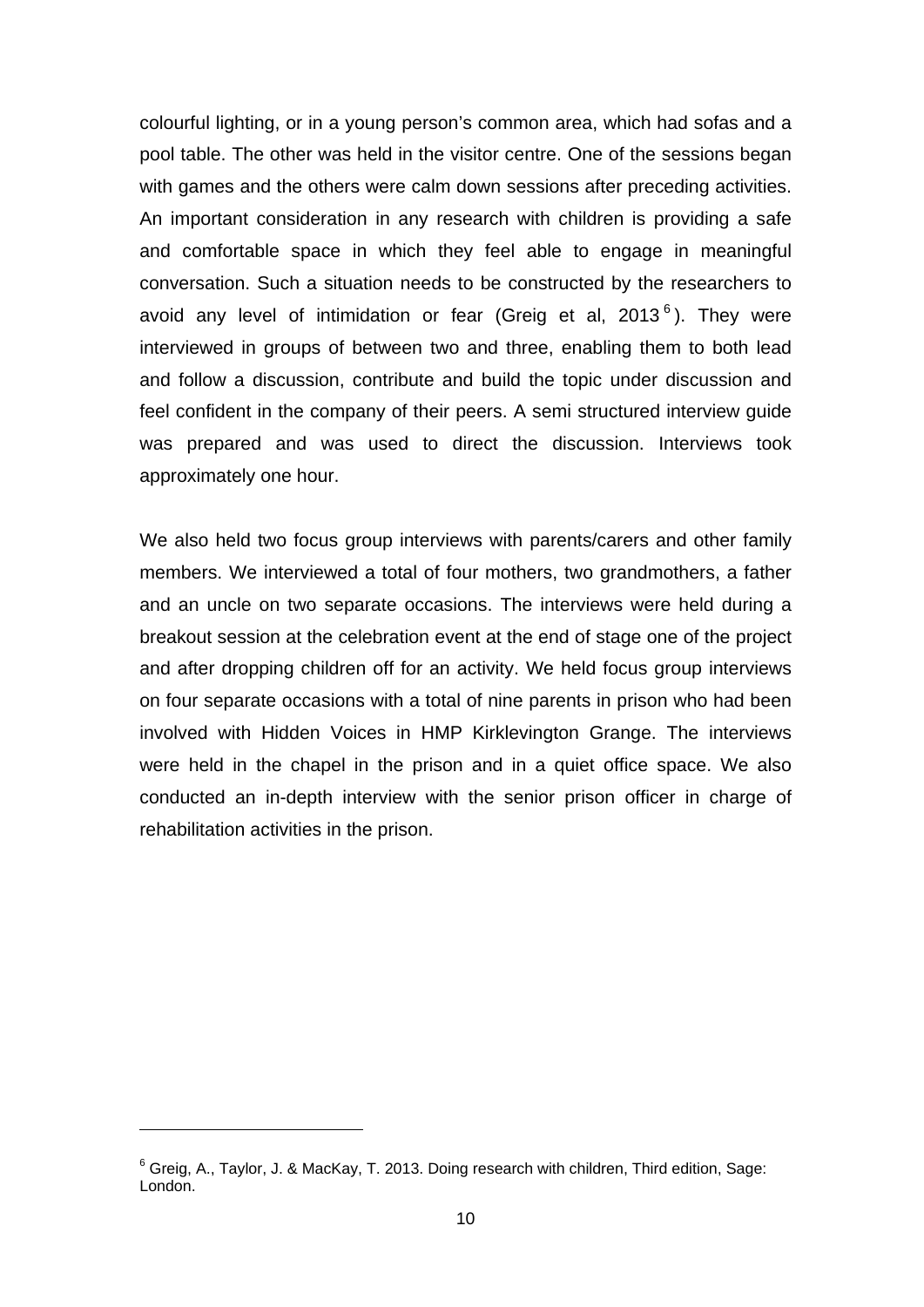colourful lighting, or in a young person's common area, which had sofas and a pool table. The other was held in the visitor centre. One of the sessions began with games and the others were calm down sessions after preceding activities. An important consideration in any research with children is providing a safe and comfortable space in which they feel able to engage in meaningful conversation. Such a situation needs to be constructed by the researchers to avoid any level of intimidation or fear (Greig et al, 2013[6]). They were interviewed in groups of between two and three, enabling them to both lead and follow a discussion, contribute and build the topic under discussion and feel confident in the company of their peers. A semi structured interview guide was prepared and was used to direct the discussion. Interviews took approximately one hour.

We also held two focus group interviews with parents/carers and other family members. We interviewed a total of four mothers, two grandmothers, a father and an uncle on two separate occasions. The interviews were held during a breakout session at the celebration event at the end of stage one of the project and after dropping children off for an activity. We held focus group interviews on four separate occasions with a total of nine parents in prison who had been involved with Hidden Voices in HMP Kirklevington Grange. The interviews were held in the chapel in the prison and in a quiet office space. We also conducted an in-depth interview with the senior prison officer in charge of rehabilitation activities in the prison.

---

[6] Greig, A., Taylor, J. & MacKay, T. 2013. Doing research with children, Third edition, Sage: London.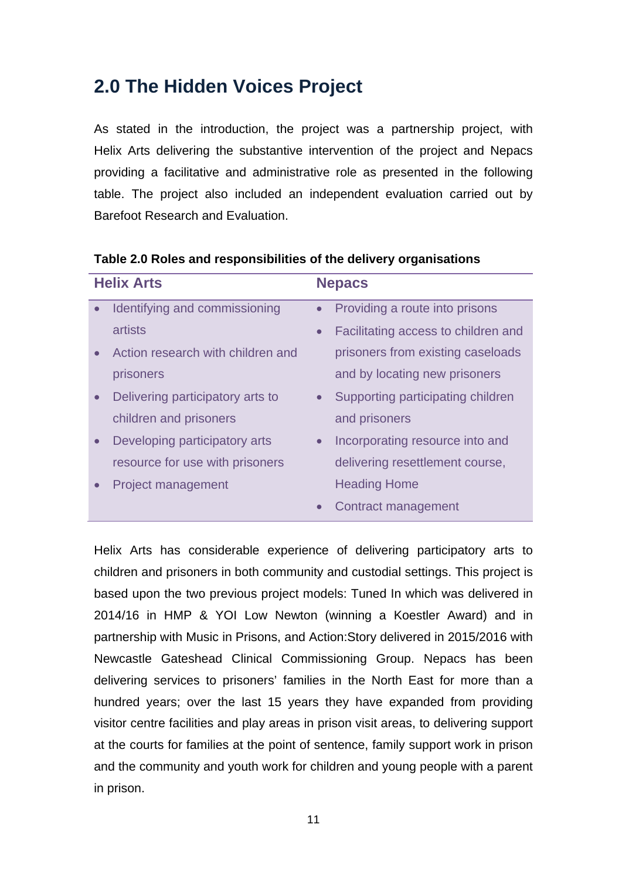## 2.0 The Hidden Voices Project

As stated in the introduction, the project was a partnership project, with Helix Arts delivering the substantive intervention of the project and Nepacs providing a facilitative and administrative role as presented in the following table. The project also included an independent evaluation carried out by Barefoot Research and Evaluation.

**Table 2.0 Roles and responsibilities of the delivery organisations**

| Helix Arts | Nepacs |
|---|---|
| • Identifying and commissioning artists<br>• Action research with children and prisoners<br>• Delivering participatory arts to children and prisoners<br>• Developing participatory arts resource for use with prisoners<br>• Project management | • Providing a route into prisons<br>• Facilitating access to children and prisoners from existing caseloads and by locating new prisoners<br>• Supporting participating children and prisoners<br>• Incorporating resource into and delivering resettlement course, Heading Home<br>• Contract management |

Helix Arts has considerable experience of delivering participatory arts to children and prisoners in both community and custodial settings. This project is based upon the two previous project models: Tuned In which was delivered in 2014/16 in HMP & YOI Low Newton (winning a Koestler Award) and in partnership with Music in Prisons, and Action:Story delivered in 2015/2016 with Newcastle Gateshead Clinical Commissioning Group. Nepacs has been delivering services to prisoners' families in the North East for more than a hundred years; over the last 15 years they have expanded from providing visitor centre facilities and play areas in prison visit areas, to delivering support at the courts for families at the point of sentence, family support work in prison and the community and youth work for children and young people with a parent in prison.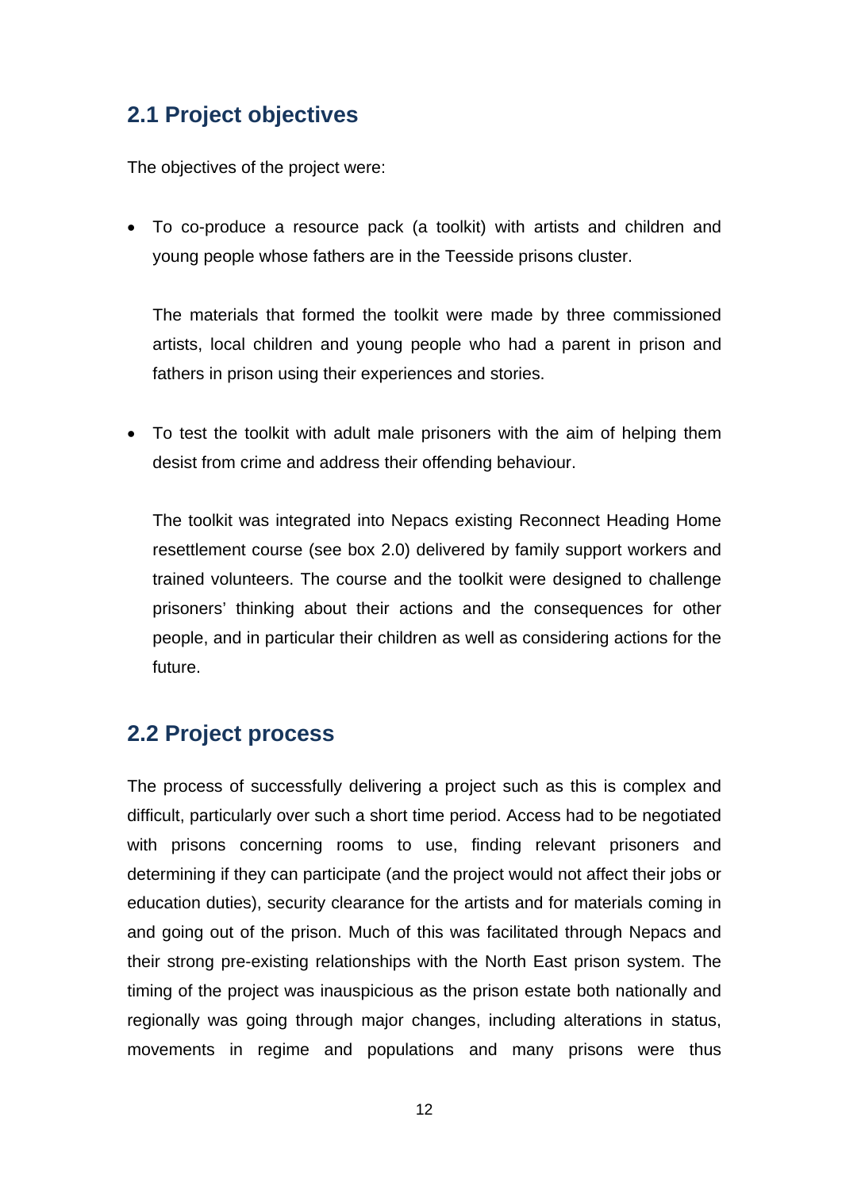## 2.1 Project objectives

The objectives of the project were:

- To co-produce a resource pack (a toolkit) with artists and children and young people whose fathers are in the Teesside prisons cluster.

  The materials that formed the toolkit were made by three commissioned artists, local children and young people who had a parent in prison and fathers in prison using their experiences and stories.

- To test the toolkit with adult male prisoners with the aim of helping them desist from crime and address their offending behaviour.

  The toolkit was integrated into Nepacs existing Reconnect Heading Home resettlement course (see box 2.0) delivered by family support workers and trained volunteers. The course and the toolkit were designed to challenge prisoners' thinking about their actions and the consequences for other people, and in particular their children as well as considering actions for the future.

## 2.2 Project process

The process of successfully delivering a project such as this is complex and difficult, particularly over such a short time period. Access had to be negotiated with prisons concerning rooms to use, finding relevant prisoners and determining if they can participate (and the project would not affect their jobs or education duties), security clearance for the artists and for materials coming in and going out of the prison. Much of this was facilitated through Nepacs and their strong pre-existing relationships with the North East prison system. The timing of the project was inauspicious as the prison estate both nationally and regionally was going through major changes, including alterations in status, movements in regime and populations and many prisons were thus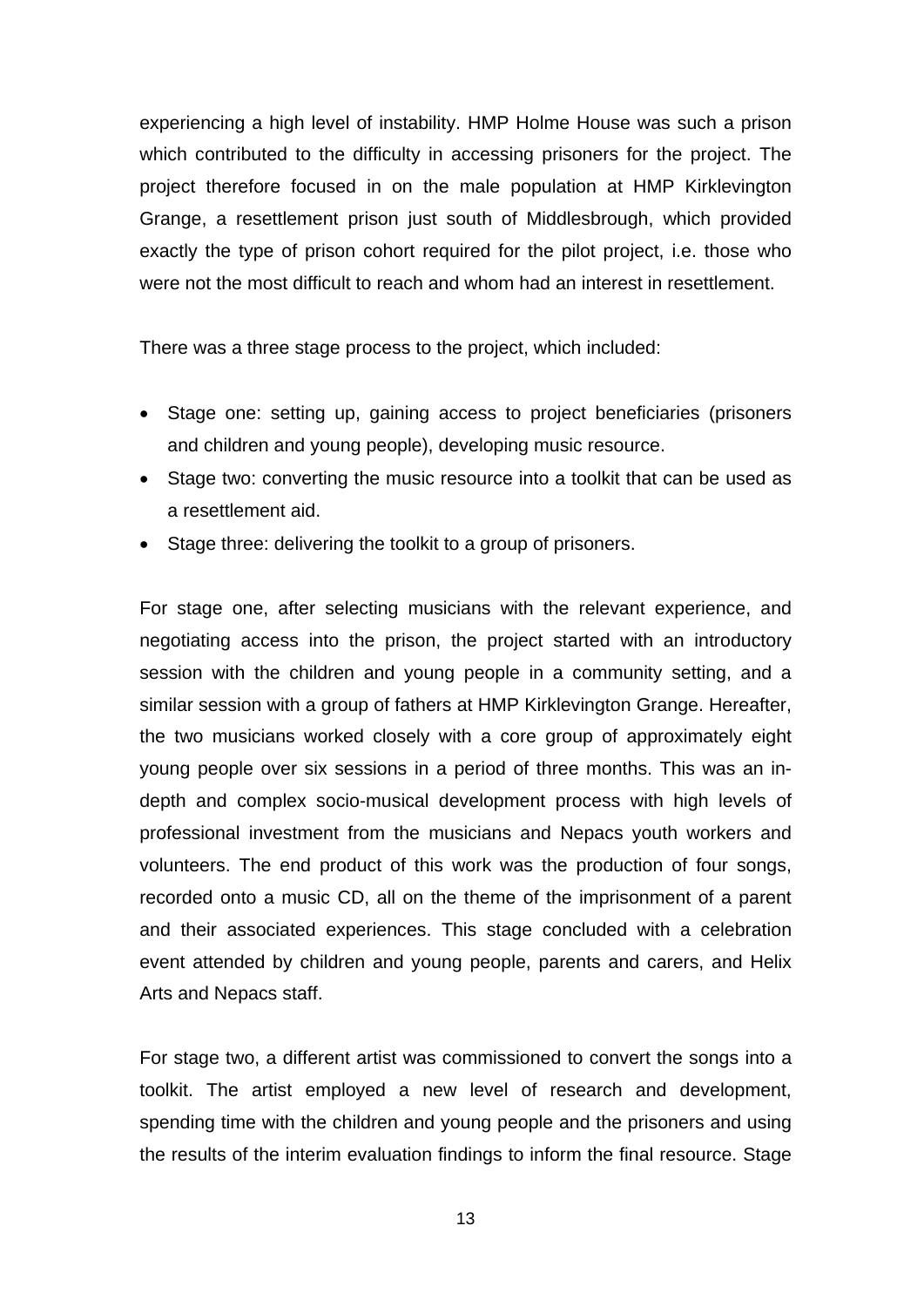experiencing a high level of instability. HMP Holme House was such a prison which contributed to the difficulty in accessing prisoners for the project. The project therefore focused in on the male population at HMP Kirklevington Grange, a resettlement prison just south of Middlesbrough, which provided exactly the type of prison cohort required for the pilot project, i.e. those who were not the most difficult to reach and whom had an interest in resettlement.

There was a three stage process to the project, which included:

- Stage one: setting up, gaining access to project beneficiaries (prisoners and children and young people), developing music resource.
- Stage two: converting the music resource into a toolkit that can be used as a resettlement aid.
- Stage three: delivering the toolkit to a group of prisoners.

For stage one, after selecting musicians with the relevant experience, and negotiating access into the prison, the project started with an introductory session with the children and young people in a community setting, and a similar session with a group of fathers at HMP Kirklevington Grange. Hereafter, the two musicians worked closely with a core group of approximately eight young people over six sessions in a period of three months. This was an in-depth and complex socio-musical development process with high levels of professional investment from the musicians and Nepacs youth workers and volunteers. The end product of this work was the production of four songs, recorded onto a music CD, all on the theme of the imprisonment of a parent and their associated experiences. This stage concluded with a celebration event attended by children and young people, parents and carers, and Helix Arts and Nepacs staff.

For stage two, a different artist was commissioned to convert the songs into a toolkit. The artist employed a new level of research and development, spending time with the children and young people and the prisoners and using the results of the interim evaluation findings to inform the final resource. Stage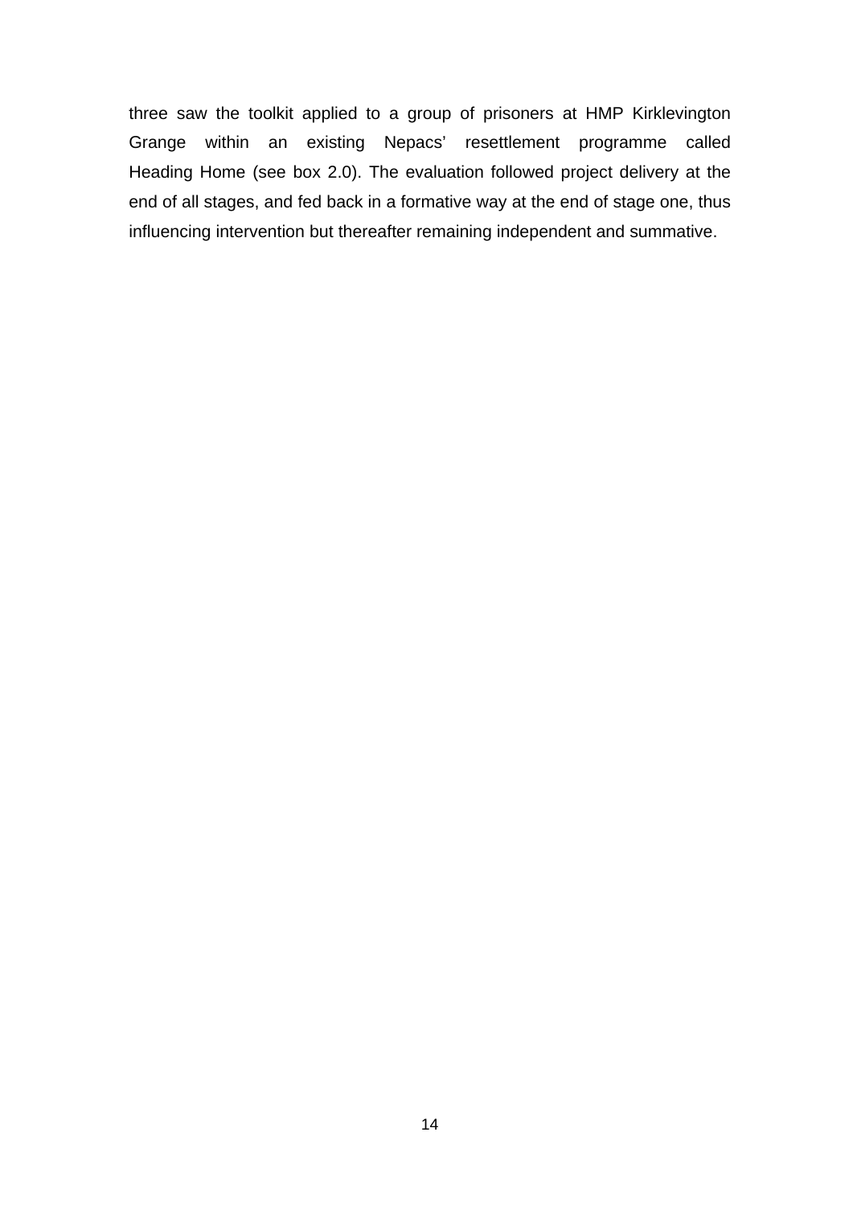three saw the toolkit applied to a group of prisoners at HMP Kirklevington Grange within an existing Nepacs' resettlement programme called Heading Home (see box 2.0). The evaluation followed project delivery at the end of all stages, and fed back in a formative way at the end of stage one, thus influencing intervention but thereafter remaining independent and summative.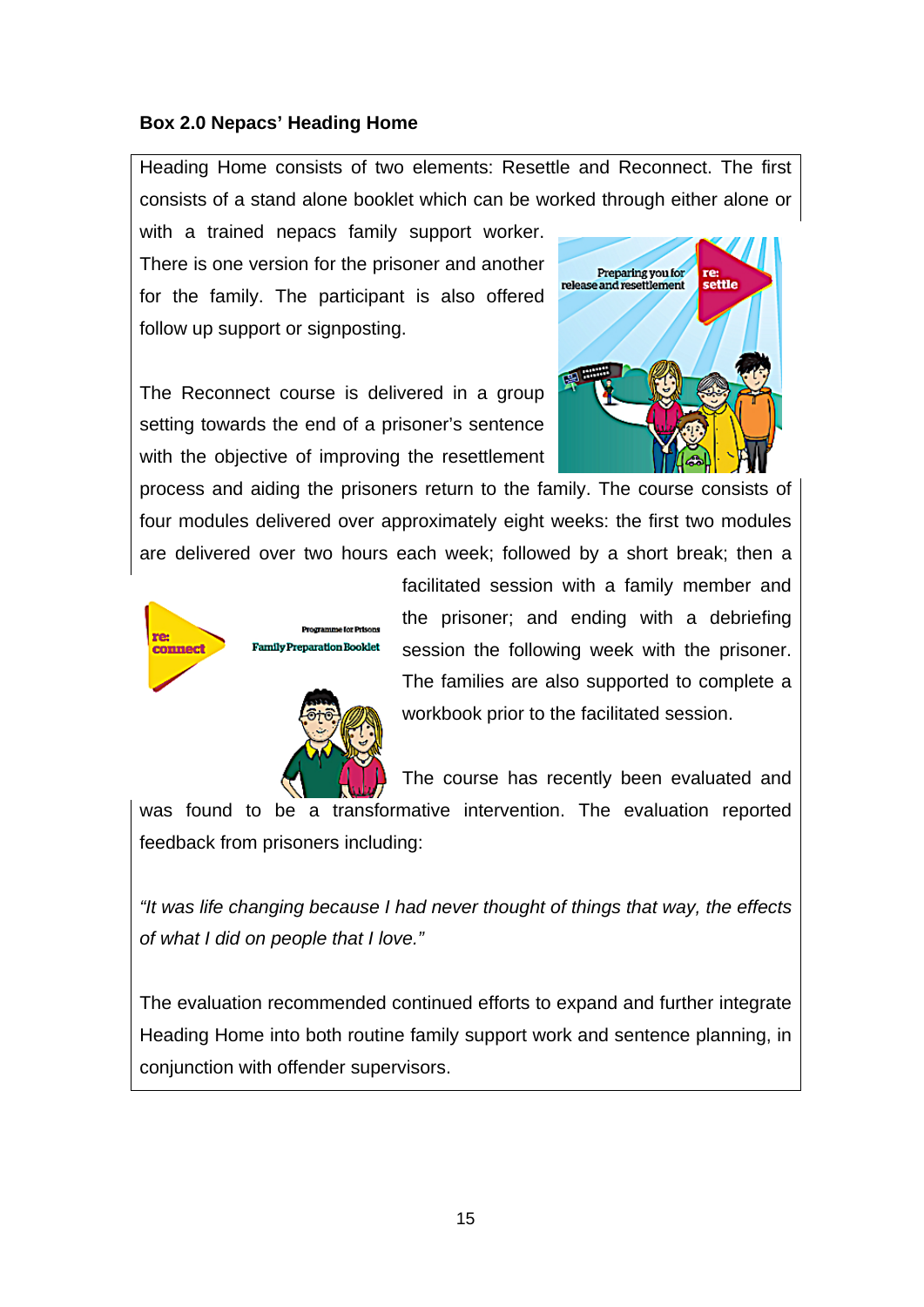**Box 2.0 Nepacs' Heading Home**

Heading Home consists of two elements: Resettle and Reconnect. The first consists of a stand alone booklet which can be worked through either alone or with a trained nepacs family support worker. There is one version for the prisoner and another for the family. The participant is also offered follow up support or signposting.

The Reconnect course is delivered in a group setting towards the end of a prisoner's sentence with the objective of improving the resettlement process and aiding the prisoners return to the family. The course consists of four modules delivered over approximately eight weeks: the first two modules are delivered over two hours each week; followed by a short break; then a facilitated session with a family member and the prisoner; and ending with a debriefing session the following week with the prisoner. The families are also supported to complete a workbook prior to the facilitated session.

The course has recently been evaluated and was found to be a transformative intervention. The evaluation reported feedback from prisoners including:

*"It was life changing because I had never thought of things that way, the effects of what I did on people that I love."*

The evaluation recommended continued efforts to expand and further integrate Heading Home into both routine family support work and sentence planning, in conjunction with offender supervisors.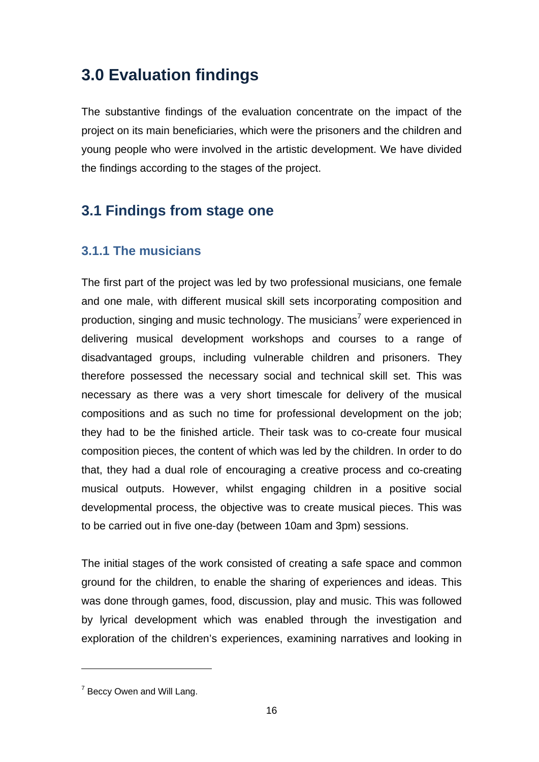# 3.0 Evaluation findings

The substantive findings of the evaluation concentrate on the impact of the project on its main beneficiaries, which were the prisoners and the children and young people who were involved in the artistic development. We have divided the findings according to the stages of the project.

## 3.1 Findings from stage one

### 3.1.1 The musicians

The first part of the project was led by two professional musicians, one female and one male, with different musical skill sets incorporating composition and production, singing and music technology. The musicians[7] were experienced in delivering musical development workshops and courses to a range of disadvantaged groups, including vulnerable children and prisoners. They therefore possessed the necessary social and technical skill set. This was necessary as there was a very short timescale for delivery of the musical compositions and as such no time for professional development on the job; they had to be the finished article. Their task was to co-create four musical composition pieces, the content of which was led by the children. In order to do that, they had a dual role of encouraging a creative process and co-creating musical outputs. However, whilst engaging children in a positive social developmental process, the objective was to create musical pieces. This was to be carried out in five one-day (between 10am and 3pm) sessions.

The initial stages of the work consisted of creating a safe space and common ground for the children, to enable the sharing of experiences and ideas. This was done through games, food, discussion, play and music. This was followed by lyrical development which was enabled through the investigation and exploration of the children's experiences, examining narratives and looking in

[7] Beccy Owen and Will Lang.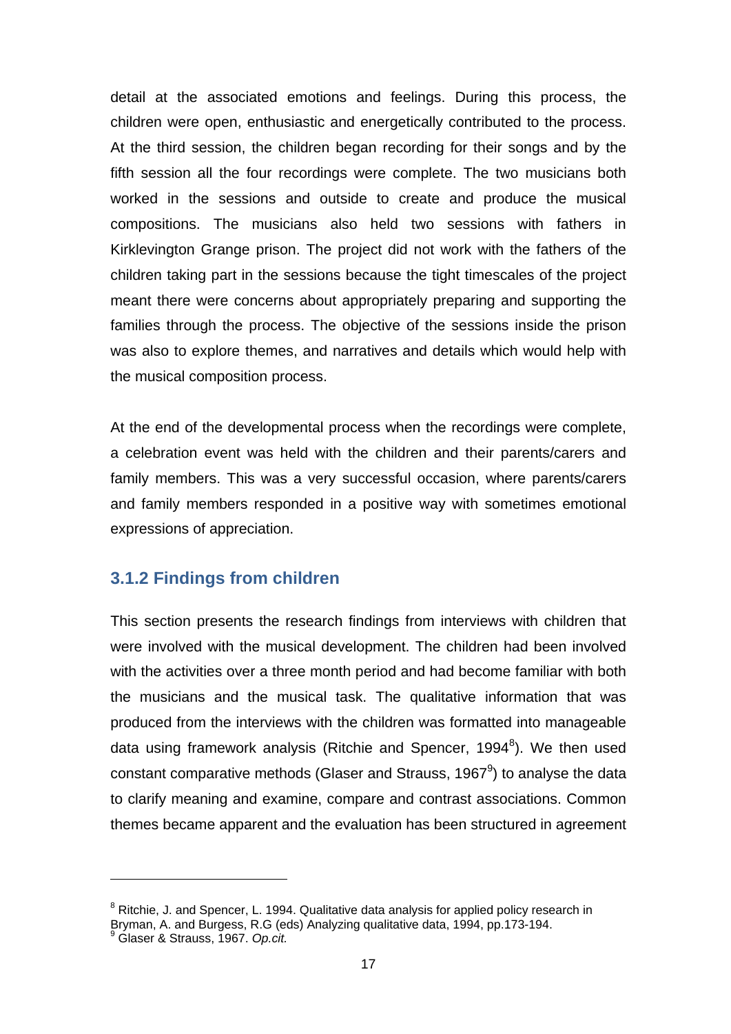detail at the associated emotions and feelings. During this process, the children were open, enthusiastic and energetically contributed to the process. At the third session, the children began recording for their songs and by the fifth session all the four recordings were complete. The two musicians both worked in the sessions and outside to create and produce the musical compositions. The musicians also held two sessions with fathers in Kirklevington Grange prison. The project did not work with the fathers of the children taking part in the sessions because the tight timescales of the project meant there were concerns about appropriately preparing and supporting the families through the process. The objective of the sessions inside the prison was also to explore themes, and narratives and details which would help with the musical composition process.

At the end of the developmental process when the recordings were complete, a celebration event was held with the children and their parents/carers and family members. This was a very successful occasion, where parents/carers and family members responded in a positive way with sometimes emotional expressions of appreciation.

### 3.1.2 Findings from children

This section presents the research findings from interviews with children that were involved with the musical development. The children had been involved with the activities over a three month period and had become familiar with both the musicians and the musical task. The qualitative information that was produced from the interviews with the children was formatted into manageable data using framework analysis (Ritchie and Spencer, 1994[8]). We then used constant comparative methods (Glaser and Strauss, 1967[9]) to analyse the data to clarify meaning and examine, compare and contrast associations. Common themes became apparent and the evaluation has been structured in agreement

---

[8] Ritchie, J. and Spencer, L. 1994. Qualitative data analysis for applied policy research in Bryman, A. and Burgess, R.G (eds) Analyzing qualitative data, 1994, pp.173-194.

[9] Glaser & Strauss, 1967. *Op.cit.*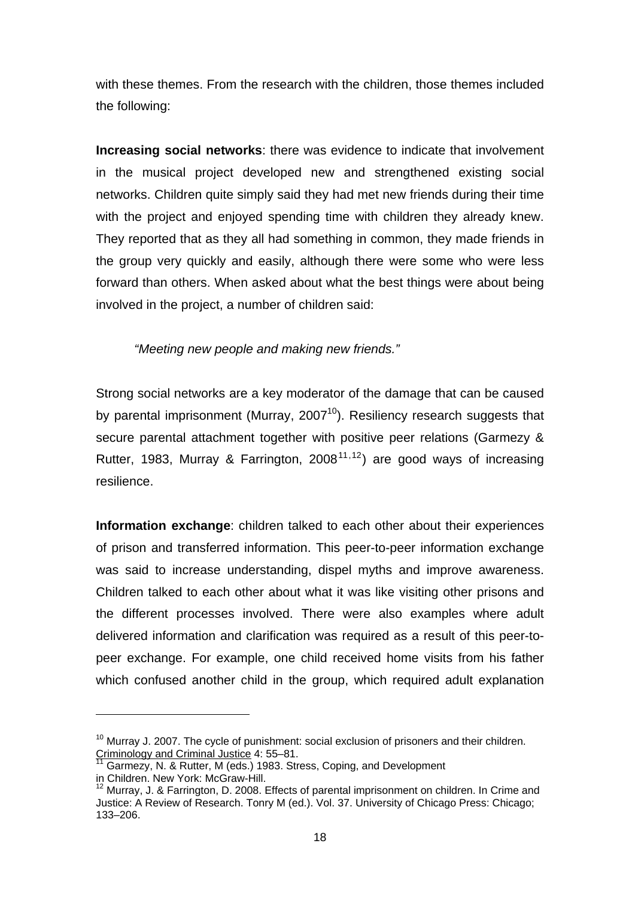with these themes. From the research with the children, those themes included the following:

**Increasing social networks**: there was evidence to indicate that involvement in the musical project developed new and strengthened existing social networks. Children quite simply said they had met new friends during their time with the project and enjoyed spending time with children they already knew. They reported that as they all had something in common, they made friends in the group very quickly and easily, although there were some who were less forward than others. When asked about what the best things were about being involved in the project, a number of children said:

> *"Meeting new people and making new friends."*

Strong social networks are a key moderator of the damage that can be caused by parental imprisonment (Murray, 2007[10]). Resiliency research suggests that secure parental attachment together with positive peer relations (Garmezy & Rutter, 1983, Murray & Farrington, 2008[11,12]) are good ways of increasing resilience.

**Information exchange**: children talked to each other about their experiences of prison and transferred information. This peer-to-peer information exchange was said to increase understanding, dispel myths and improve awareness. Children talked to each other about what it was like visiting other prisons and the different processes involved. There were also examples where adult delivered information and clarification was required as a result of this peer-to-peer exchange. For example, one child received home visits from his father which confused another child in the group, which required adult explanation

---

[10] Murray J. 2007. The cycle of punishment: social exclusion of prisoners and their children. Criminology and Criminal Justice 4: 55–81.

[11] Garmezy, N. & Rutter, M (eds.) 1983. Stress, Coping, and Development in Children. New York: McGraw-Hill.

[12] Murray, J. & Farrington, D. 2008. Effects of parental imprisonment on children. In Crime and Justice: A Review of Research. Tonry M (ed.). Vol. 37. University of Chicago Press: Chicago; 133–206.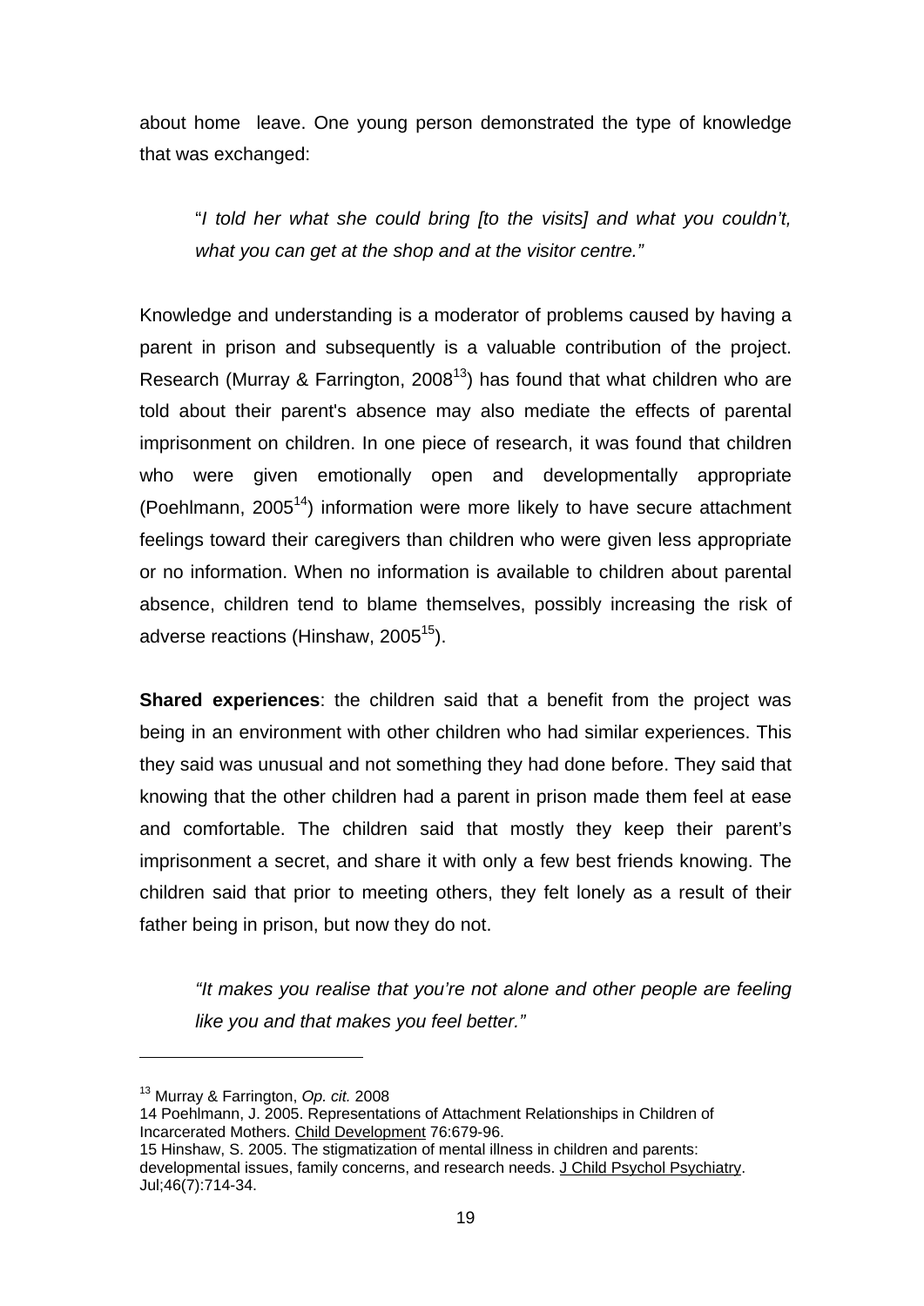about home leave. One young person demonstrated the type of knowledge that was exchanged:

> "*I told her what she could bring [to the visits] and what you couldn't, what you can get at the shop and at the visitor centre."*

Knowledge and understanding is a moderator of problems caused by having a parent in prison and subsequently is a valuable contribution of the project. Research (Murray & Farrington, 2008[13]) has found that what children who are told about their parent's absence may also mediate the effects of parental imprisonment on children. In one piece of research, it was found that children who were given emotionally open and developmentally appropriate (Poehlmann, 2005[14]) information were more likely to have secure attachment feelings toward their caregivers than children who were given less appropriate or no information. When no information is available to children about parental absence, children tend to blame themselves, possibly increasing the risk of adverse reactions (Hinshaw, 2005[15]).

**Shared experiences**: the children said that a benefit from the project was being in an environment with other children who had similar experiences. This they said was unusual and not something they had done before. They said that knowing that the other children had a parent in prison made them feel at ease and comfortable. The children said that mostly they keep their parent's imprisonment a secret, and share it with only a few best friends knowing. The children said that prior to meeting others, they felt lonely as a result of their father being in prison, but now they do not.

> *"It makes you realise that you're not alone and other people are feeling like you and that makes you feel better."*

---

[13] Murray & Farrington, *Op. cit.* 2008

14 Poehlmann, J. 2005. Representations of Attachment Relationships in Children of Incarcerated Mothers. Child Development 76:679-96.

15 Hinshaw, S. 2005. The stigmatization of mental illness in children and parents: developmental issues, family concerns, and research needs. J Child Psychol Psychiatry. Jul;46(7):714-34.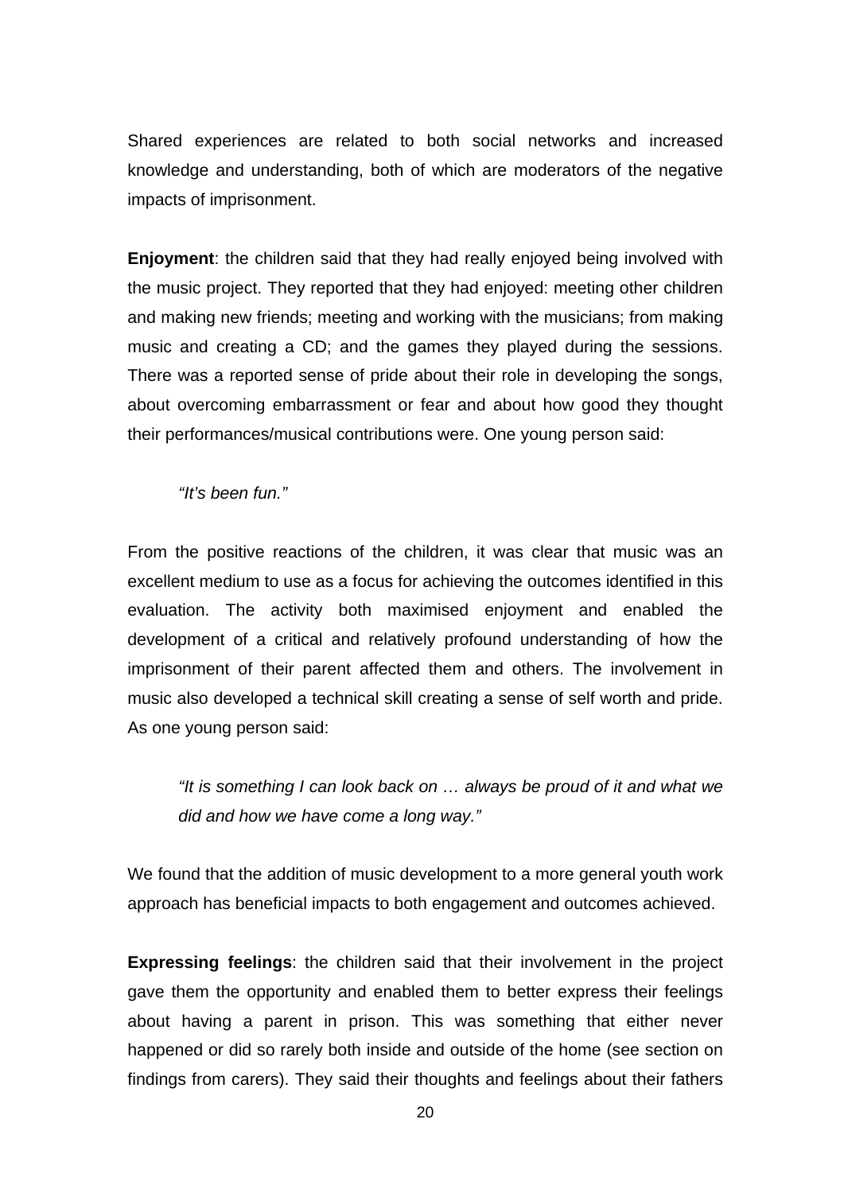Shared experiences are related to both social networks and increased knowledge and understanding, both of which are moderators of the negative impacts of imprisonment.

**Enjoyment**: the children said that they had really enjoyed being involved with the music project. They reported that they had enjoyed: meeting other children and making new friends; meeting and working with the musicians; from making music and creating a CD; and the games they played during the sessions. There was a reported sense of pride about their role in developing the songs, about overcoming embarrassment or fear and about how good they thought their performances/musical contributions were. One young person said:

> *"It's been fun."*

From the positive reactions of the children, it was clear that music was an excellent medium to use as a focus for achieving the outcomes identified in this evaluation. The activity both maximised enjoyment and enabled the development of a critical and relatively profound understanding of how the imprisonment of their parent affected them and others. The involvement in music also developed a technical skill creating a sense of self worth and pride. As one young person said:

> *"It is something I can look back on … always be proud of it and what we did and how we have come a long way."*

We found that the addition of music development to a more general youth work approach has beneficial impacts to both engagement and outcomes achieved.

**Expressing feelings**: the children said that their involvement in the project gave them the opportunity and enabled them to better express their feelings about having a parent in prison. This was something that either never happened or did so rarely both inside and outside of the home (see section on findings from carers). They said their thoughts and feelings about their fathers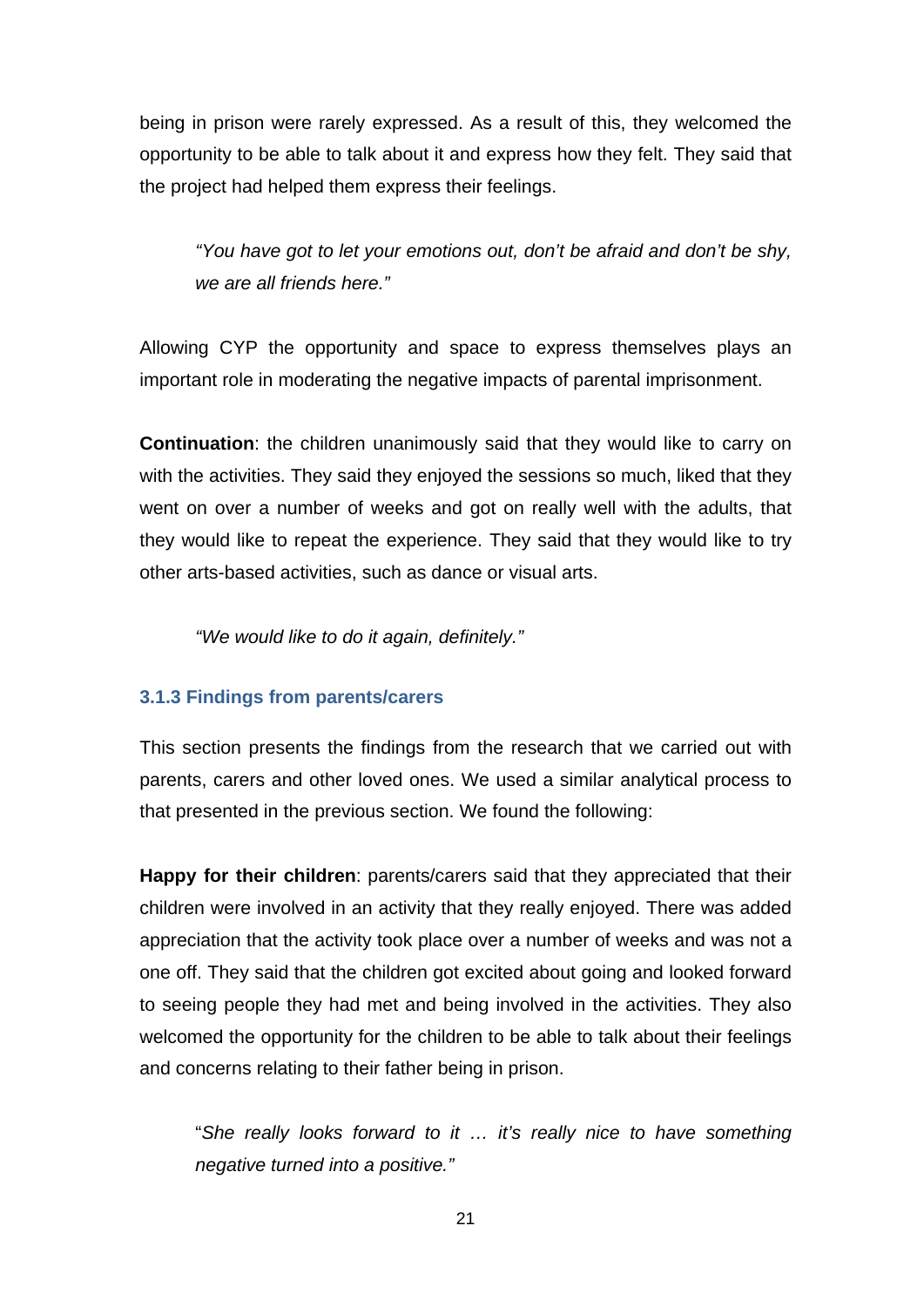being in prison were rarely expressed. As a result of this, they welcomed the opportunity to be able to talk about it and express how they felt. They said that the project had helped them express their feelings.

> *"You have got to let your emotions out, don't be afraid and don't be shy, we are all friends here."*

Allowing CYP the opportunity and space to express themselves plays an important role in moderating the negative impacts of parental imprisonment.

**Continuation**: the children unanimously said that they would like to carry on with the activities. They said they enjoyed the sessions so much, liked that they went on over a number of weeks and got on really well with the adults, that they would like to repeat the experience. They said that they would like to try other arts-based activities, such as dance or visual arts.

> *"We would like to do it again, definitely."*

### 3.1.3 Findings from parents/carers

This section presents the findings from the research that we carried out with parents, carers and other loved ones. We used a similar analytical process to that presented in the previous section. We found the following:

**Happy for their children**: parents/carers said that they appreciated that their children were involved in an activity that they really enjoyed. There was added appreciation that the activity took place over a number of weeks and was not a one off. They said that the children got excited about going and looked forward to seeing people they had met and being involved in the activities. They also welcomed the opportunity for the children to be able to talk about their feelings and concerns relating to their father being in prison.

> "*She really looks forward to it … it's really nice to have something negative turned into a positive."*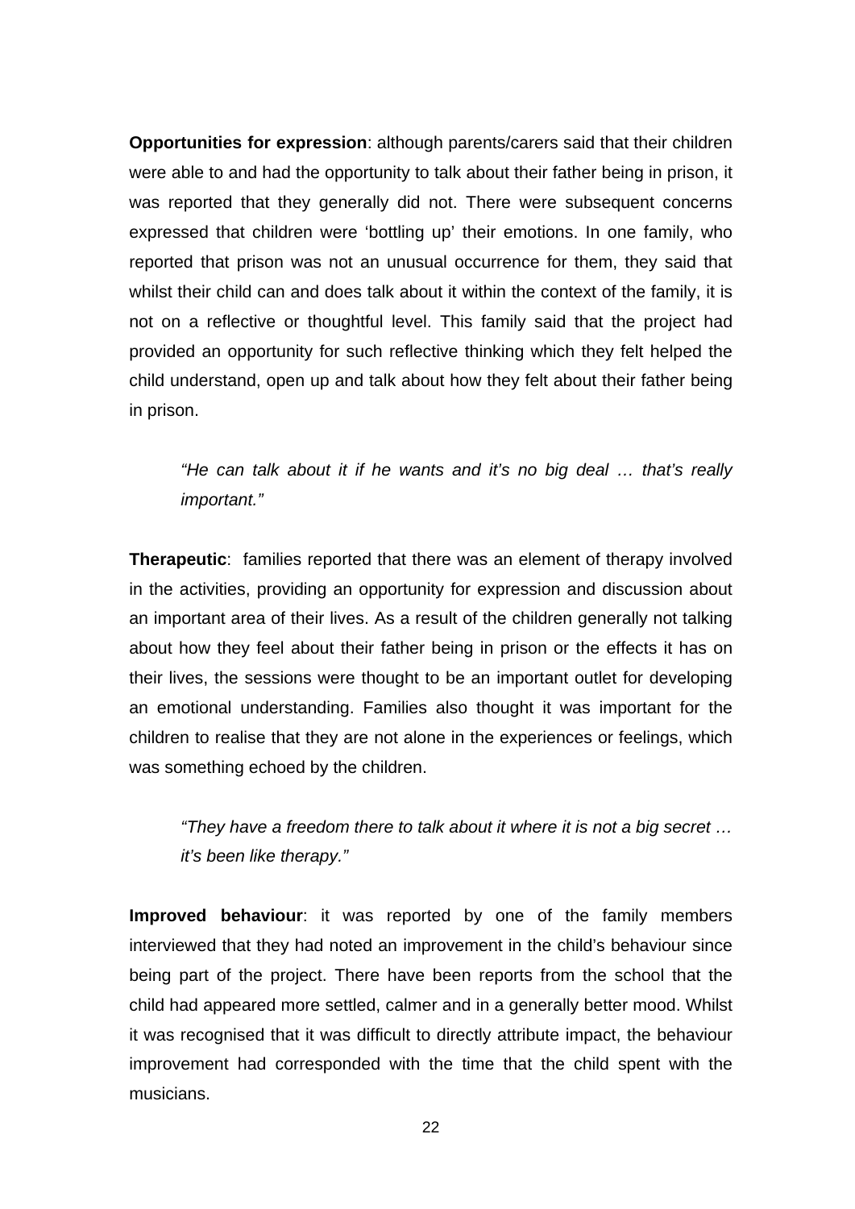**Opportunities for expression**: although parents/carers said that their children were able to and had the opportunity to talk about their father being in prison, it was reported that they generally did not. There were subsequent concerns expressed that children were 'bottling up' their emotions. In one family, who reported that prison was not an unusual occurrence for them, they said that whilst their child can and does talk about it within the context of the family, it is not on a reflective or thoughtful level. This family said that the project had provided an opportunity for such reflective thinking which they felt helped the child understand, open up and talk about how they felt about their father being in prison.

> *"He can talk about it if he wants and it's no big deal … that's really important."*

**Therapeutic**: families reported that there was an element of therapy involved in the activities, providing an opportunity for expression and discussion about an important area of their lives. As a result of the children generally not talking about how they feel about their father being in prison or the effects it has on their lives, the sessions were thought to be an important outlet for developing an emotional understanding. Families also thought it was important for the children to realise that they are not alone in the experiences or feelings, which was something echoed by the children.

> *"They have a freedom there to talk about it where it is not a big secret … it's been like therapy."*

**Improved behaviour**: it was reported by one of the family members interviewed that they had noted an improvement in the child's behaviour since being part of the project. There have been reports from the school that the child had appeared more settled, calmer and in a generally better mood. Whilst it was recognised that it was difficult to directly attribute impact, the behaviour improvement had corresponded with the time that the child spent with the musicians.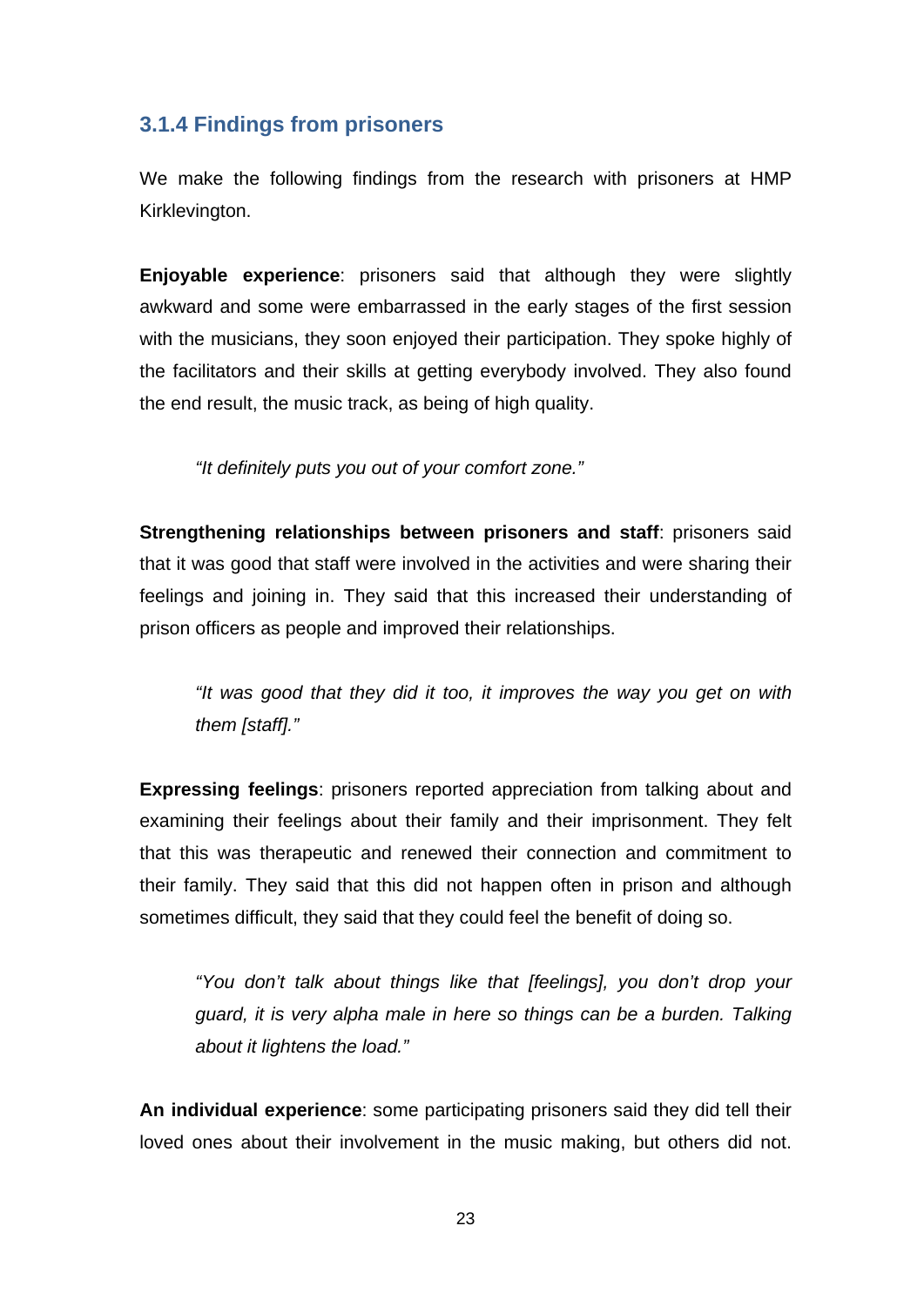### 3.1.4 Findings from prisoners

We make the following findings from the research with prisoners at HMP Kirklevington.

**Enjoyable experience**: prisoners said that although they were slightly awkward and some were embarrassed in the early stages of the first session with the musicians, they soon enjoyed their participation. They spoke highly of the facilitators and their skills at getting everybody involved. They also found the end result, the music track, as being of high quality.

> *"It definitely puts you out of your comfort zone."*

**Strengthening relationships between prisoners and staff**: prisoners said that it was good that staff were involved in the activities and were sharing their feelings and joining in. They said that this increased their understanding of prison officers as people and improved their relationships.

> *"It was good that they did it too, it improves the way you get on with them [staff]."*

**Expressing feelings**: prisoners reported appreciation from talking about and examining their feelings about their family and their imprisonment. They felt that this was therapeutic and renewed their connection and commitment to their family. They said that this did not happen often in prison and although sometimes difficult, they said that they could feel the benefit of doing so.

> *"You don't talk about things like that [feelings], you don't drop your guard, it is very alpha male in here so things can be a burden. Talking about it lightens the load."*

**An individual experience**: some participating prisoners said they did tell their loved ones about their involvement in the music making, but others did not.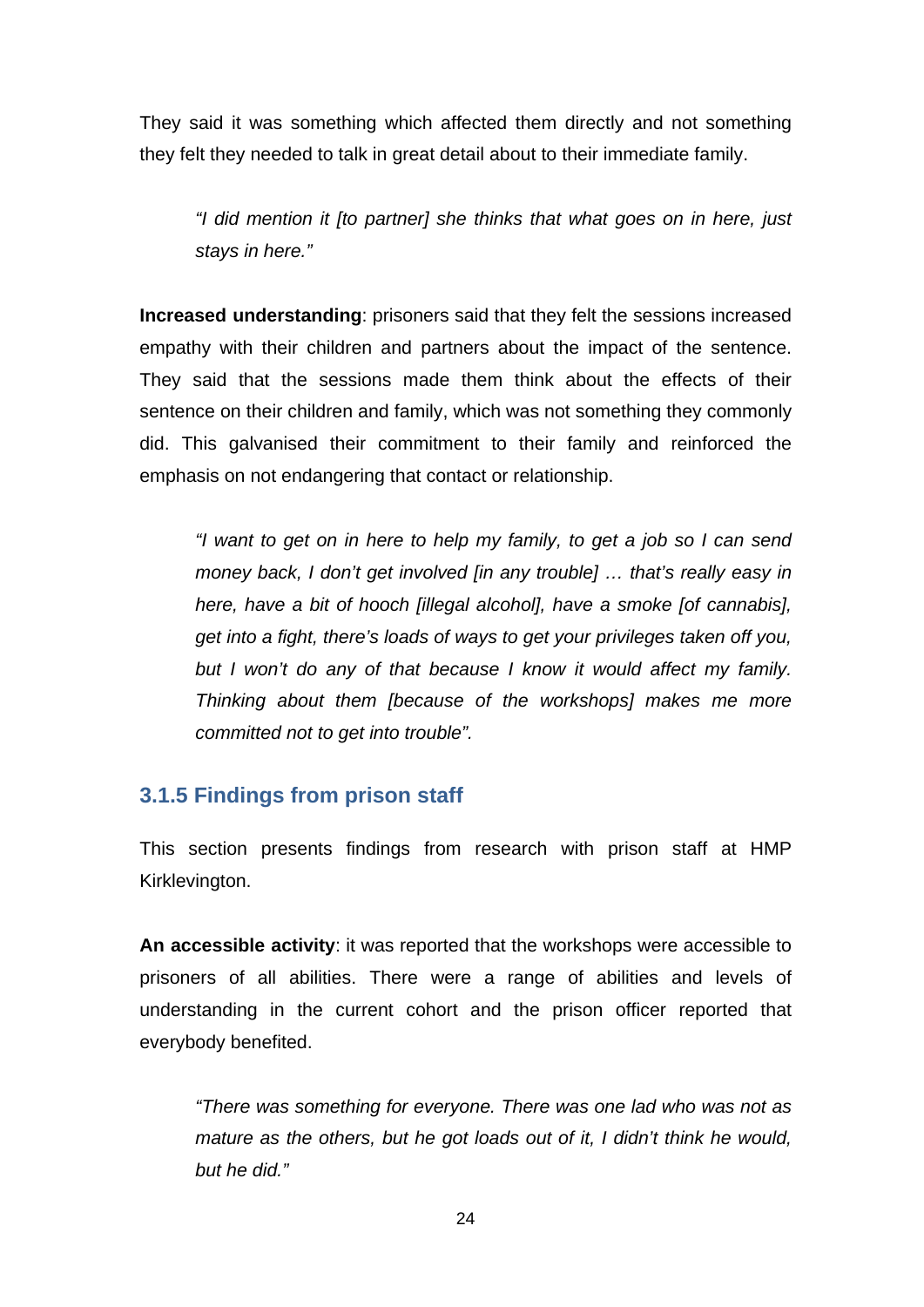They said it was something which affected them directly and not something they felt they needed to talk in great detail about to their immediate family.

> *"I did mention it [to partner] she thinks that what goes on in here, just stays in here."*

**Increased understanding**: prisoners said that they felt the sessions increased empathy with their children and partners about the impact of the sentence. They said that the sessions made them think about the effects of their sentence on their children and family, which was not something they commonly did. This galvanised their commitment to their family and reinforced the emphasis on not endangering that contact or relationship.

> *"I want to get on in here to help my family, to get a job so I can send money back, I don't get involved [in any trouble] … that's really easy in here, have a bit of hooch [illegal alcohol], have a smoke [of cannabis], get into a fight, there's loads of ways to get your privileges taken off you, but I won't do any of that because I know it would affect my family. Thinking about them [because of the workshops] makes me more committed not to get into trouble".*

### 3.1.5 Findings from prison staff

This section presents findings from research with prison staff at HMP Kirklevington.

**An accessible activity**: it was reported that the workshops were accessible to prisoners of all abilities. There were a range of abilities and levels of understanding in the current cohort and the prison officer reported that everybody benefited.

> *"There was something for everyone. There was one lad who was not as mature as the others, but he got loads out of it, I didn't think he would, but he did."*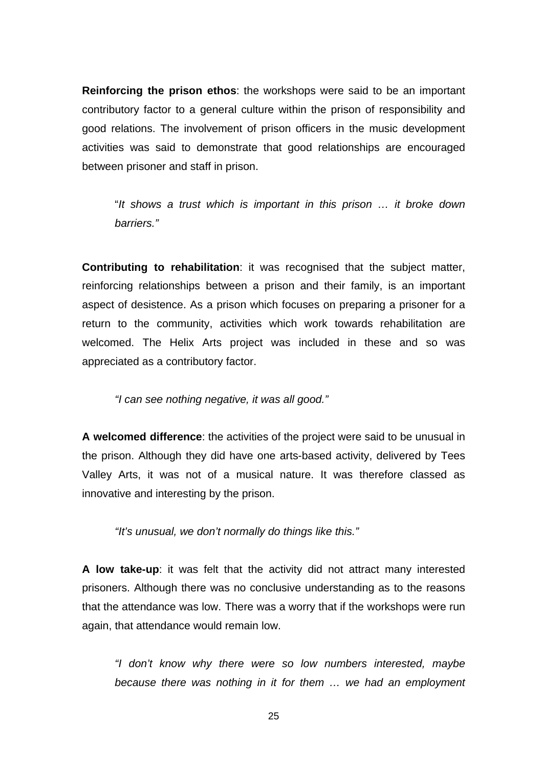**Reinforcing the prison ethos**: the workshops were said to be an important contributory factor to a general culture within the prison of responsibility and good relations. The involvement of prison officers in the music development activities was said to demonstrate that good relationships are encouraged between prisoner and staff in prison.

> "*It shows a trust which is important in this prison … it broke down barriers."*

**Contributing to rehabilitation**: it was recognised that the subject matter, reinforcing relationships between a prison and their family, is an important aspect of desistence. As a prison which focuses on preparing a prisoner for a return to the community, activities which work towards rehabilitation are welcomed. The Helix Arts project was included in these and so was appreciated as a contributory factor.

> *"I can see nothing negative, it was all good."*

**A welcomed difference**: the activities of the project were said to be unusual in the prison. Although they did have one arts-based activity, delivered by Tees Valley Arts, it was not of a musical nature. It was therefore classed as innovative and interesting by the prison.

> *"It's unusual, we don't normally do things like this."*

**A low take-up**: it was felt that the activity did not attract many interested prisoners. Although there was no conclusive understanding as to the reasons that the attendance was low. There was a worry that if the workshops were run again, that attendance would remain low.

> *"I don't know why there were so low numbers interested, maybe because there was nothing in it for them … we had an employment*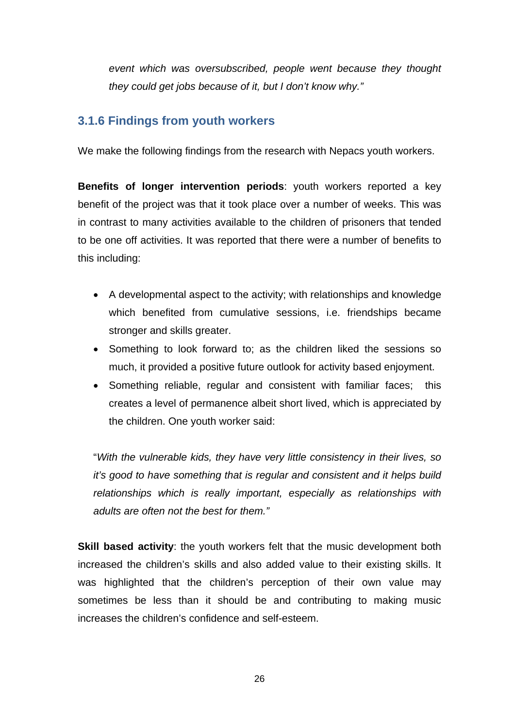*event which was oversubscribed, people went because they thought they could get jobs because of it, but I don't know why."*

### 3.1.6 Findings from youth workers

We make the following findings from the research with Nepacs youth workers.

**Benefits of longer intervention periods**: youth workers reported a key benefit of the project was that it took place over a number of weeks. This was in contrast to many activities available to the children of prisoners that tended to be one off activities. It was reported that there were a number of benefits to this including:

- A developmental aspect to the activity; with relationships and knowledge which benefited from cumulative sessions, i.e. friendships became stronger and skills greater.
- Something to look forward to; as the children liked the sessions so much, it provided a positive future outlook for activity based enjoyment.
- Something reliable, regular and consistent with familiar faces; this creates a level of permanence albeit short lived, which is appreciated by the children. One youth worker said:

"*With the vulnerable kids, they have very little consistency in their lives, so it's good to have something that is regular and consistent and it helps build relationships which is really important, especially as relationships with adults are often not the best for them."*

**Skill based activity**: the youth workers felt that the music development both increased the children's skills and also added value to their existing skills. It was highlighted that the children's perception of their own value may sometimes be less than it should be and contributing to making music increases the children's confidence and self-esteem.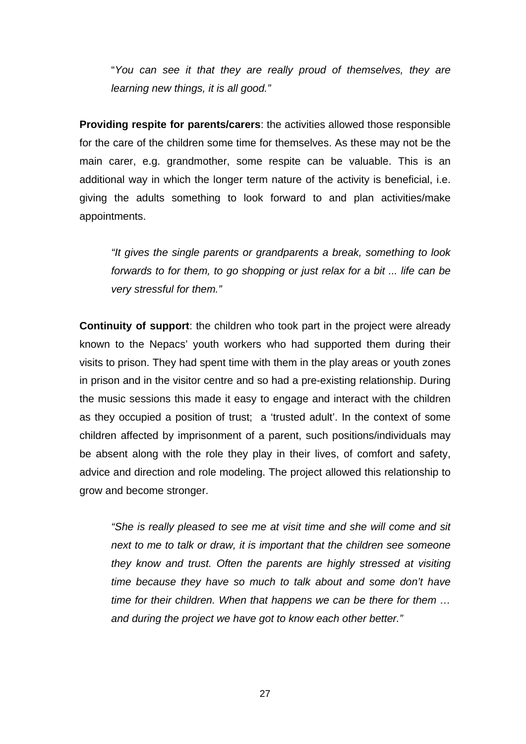"*You can see it that they are really proud of themselves, they are learning new things, it is all good.*"

**Providing respite for parents/carers**: the activities allowed those responsible for the care of the children some time for themselves. As these may not be the main carer, e.g. grandmother, some respite can be valuable. This is an additional way in which the longer term nature of the activity is beneficial, i.e. giving the adults something to look forward to and plan activities/make appointments.

> *"It gives the single parents or grandparents a break, something to look forwards to for them, to go shopping or just relax for a bit ... life can be very stressful for them."*

**Continuity of support**: the children who took part in the project were already known to the Nepacs' youth workers who had supported them during their visits to prison. They had spent time with them in the play areas or youth zones in prison and in the visitor centre and so had a pre-existing relationship. During the music sessions this made it easy to engage and interact with the children as they occupied a position of trust; a 'trusted adult'. In the context of some children affected by imprisonment of a parent, such positions/individuals may be absent along with the role they play in their lives, of comfort and safety, advice and direction and role modeling. The project allowed this relationship to grow and become stronger.

> *"She is really pleased to see me at visit time and she will come and sit next to me to talk or draw, it is important that the children see someone they know and trust. Often the parents are highly stressed at visiting time because they have so much to talk about and some don't have time for their children. When that happens we can be there for them … and during the project we have got to know each other better."*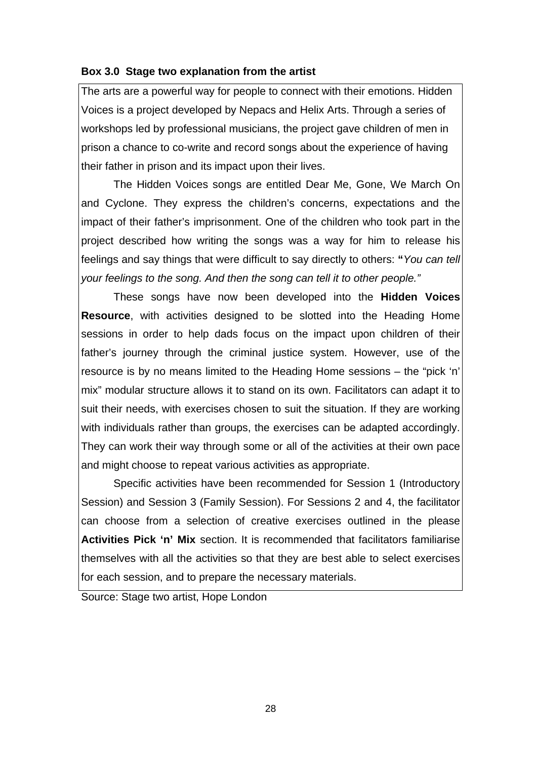**Box 3.0 Stage two explanation from the artist**

The arts are a powerful way for people to connect with their emotions. Hidden Voices is a project developed by Nepacs and Helix Arts. Through a series of workshops led by professional musicians, the project gave children of men in prison a chance to co-write and record songs about the experience of having their father in prison and its impact upon their lives.

The Hidden Voices songs are entitled Dear Me, Gone, We March On and Cyclone. They express the children's concerns, expectations and the impact of their father's imprisonment. One of the children who took part in the project described how writing the songs was a way for him to release his feelings and say things that were difficult to say directly to others: **"***You can tell your feelings to the song. And then the song can tell it to other people."*

These songs have now been developed into the **Hidden Voices Resource**, with activities designed to be slotted into the Heading Home sessions in order to help dads focus on the impact upon children of their father's journey through the criminal justice system. However, use of the resource is by no means limited to the Heading Home sessions – the "pick 'n' mix" modular structure allows it to stand on its own. Facilitators can adapt it to suit their needs, with exercises chosen to suit the situation. If they are working with individuals rather than groups, the exercises can be adapted accordingly. They can work their way through some or all of the activities at their own pace and might choose to repeat various activities as appropriate.

Specific activities have been recommended for Session 1 (Introductory Session) and Session 3 (Family Session). For Sessions 2 and 4, the facilitator can choose from a selection of creative exercises outlined in the please **Activities Pick 'n' Mix** section. It is recommended that facilitators familiarise themselves with all the activities so that they are best able to select exercises for each session, and to prepare the necessary materials.

Source: Stage two artist, Hope London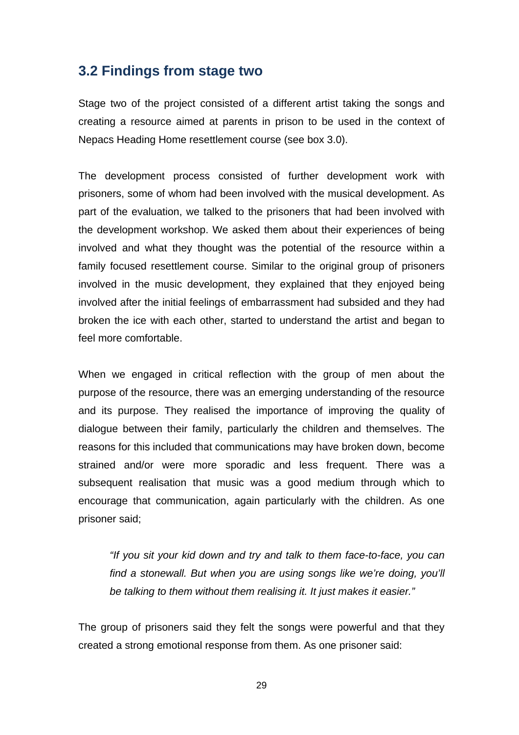## 3.2 Findings from stage two

Stage two of the project consisted of a different artist taking the songs and creating a resource aimed at parents in prison to be used in the context of Nepacs Heading Home resettlement course (see box 3.0).

The development process consisted of further development work with prisoners, some of whom had been involved with the musical development. As part of the evaluation, we talked to the prisoners that had been involved with the development workshop. We asked them about their experiences of being involved and what they thought was the potential of the resource within a family focused resettlement course. Similar to the original group of prisoners involved in the music development, they explained that they enjoyed being involved after the initial feelings of embarrassment had subsided and they had broken the ice with each other, started to understand the artist and began to feel more comfortable.

When we engaged in critical reflection with the group of men about the purpose of the resource, there was an emerging understanding of the resource and its purpose. They realised the importance of improving the quality of dialogue between their family, particularly the children and themselves. The reasons for this included that communications may have broken down, become strained and/or were more sporadic and less frequent. There was a subsequent realisation that music was a good medium through which to encourage that communication, again particularly with the children. As one prisoner said;

> *"If you sit your kid down and try and talk to them face-to-face, you can find a stonewall. But when you are using songs like we're doing, you'll be talking to them without them realising it. It just makes it easier."*

The group of prisoners said they felt the songs were powerful and that they created a strong emotional response from them. As one prisoner said: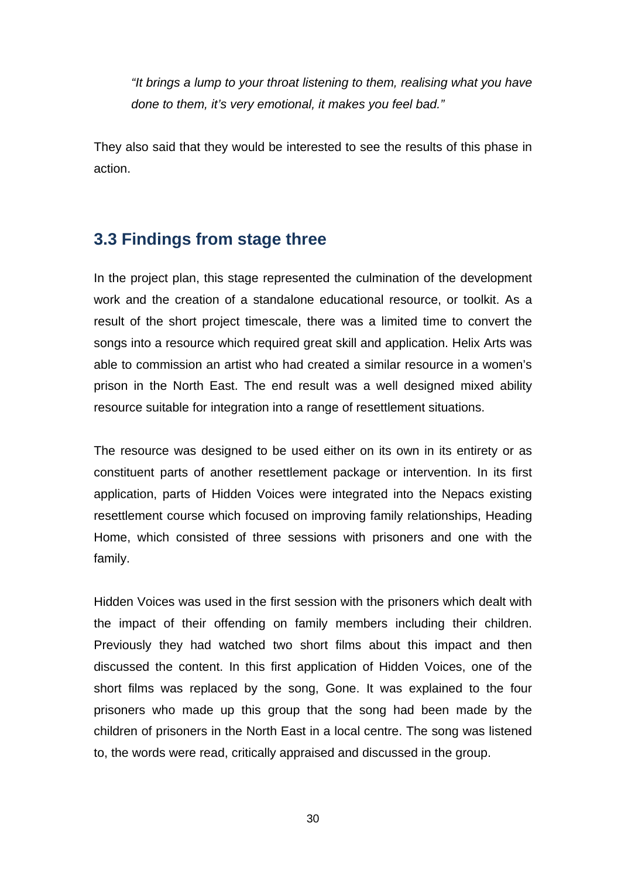*"It brings a lump to your throat listening to them, realising what you have done to them, it's very emotional, it makes you feel bad."*

They also said that they would be interested to see the results of this phase in action.

## 3.3 Findings from stage three

In the project plan, this stage represented the culmination of the development work and the creation of a standalone educational resource, or toolkit. As a result of the short project timescale, there was a limited time to convert the songs into a resource which required great skill and application. Helix Arts was able to commission an artist who had created a similar resource in a women's prison in the North East. The end result was a well designed mixed ability resource suitable for integration into a range of resettlement situations.

The resource was designed to be used either on its own in its entirety or as constituent parts of another resettlement package or intervention. In its first application, parts of Hidden Voices were integrated into the Nepacs existing resettlement course which focused on improving family relationships, Heading Home, which consisted of three sessions with prisoners and one with the family.

Hidden Voices was used in the first session with the prisoners which dealt with the impact of their offending on family members including their children. Previously they had watched two short films about this impact and then discussed the content. In this first application of Hidden Voices, one of the short films was replaced by the song, Gone. It was explained to the four prisoners who made up this group that the song had been made by the children of prisoners in the North East in a local centre. The song was listened to, the words were read, critically appraised and discussed in the group.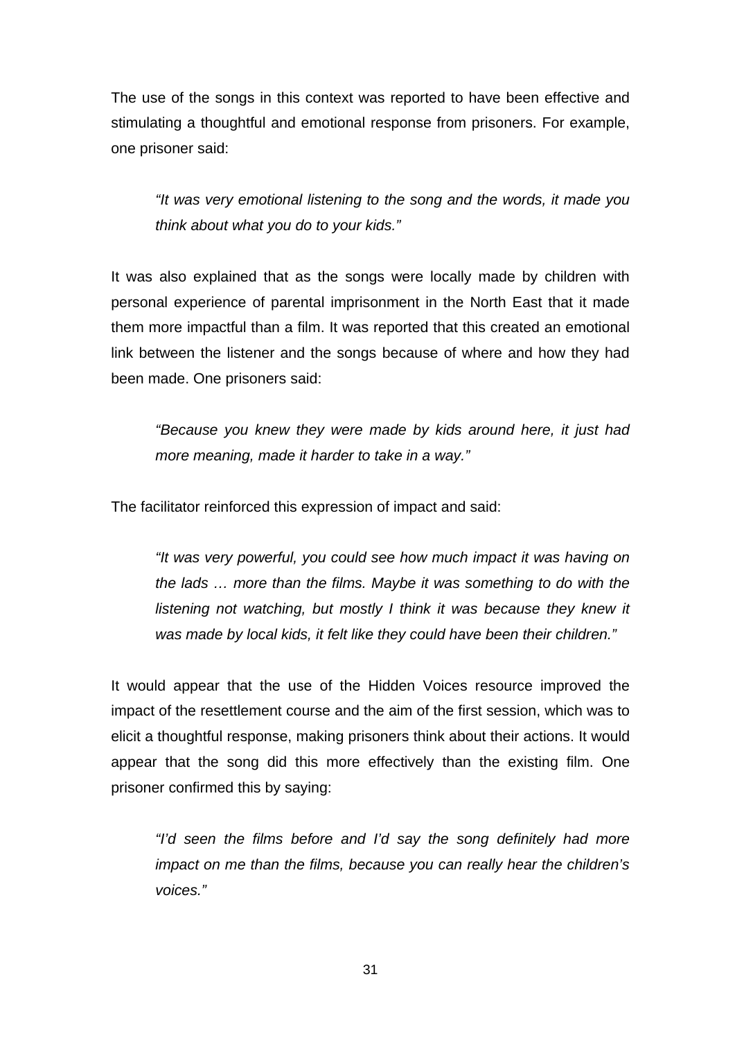The use of the songs in this context was reported to have been effective and stimulating a thoughtful and emotional response from prisoners. For example, one prisoner said:

> *"It was very emotional listening to the song and the words, it made you think about what you do to your kids."*

It was also explained that as the songs were locally made by children with personal experience of parental imprisonment in the North East that it made them more impactful than a film. It was reported that this created an emotional link between the listener and the songs because of where and how they had been made. One prisoners said:

> *"Because you knew they were made by kids around here, it just had more meaning, made it harder to take in a way."*

The facilitator reinforced this expression of impact and said:

> *"It was very powerful, you could see how much impact it was having on the lads … more than the films. Maybe it was something to do with the listening not watching, but mostly I think it was because they knew it was made by local kids, it felt like they could have been their children."*

It would appear that the use of the Hidden Voices resource improved the impact of the resettlement course and the aim of the first session, which was to elicit a thoughtful response, making prisoners think about their actions. It would appear that the song did this more effectively than the existing film. One prisoner confirmed this by saying:

> *"I'd seen the films before and I'd say the song definitely had more impact on me than the films, because you can really hear the children's voices."*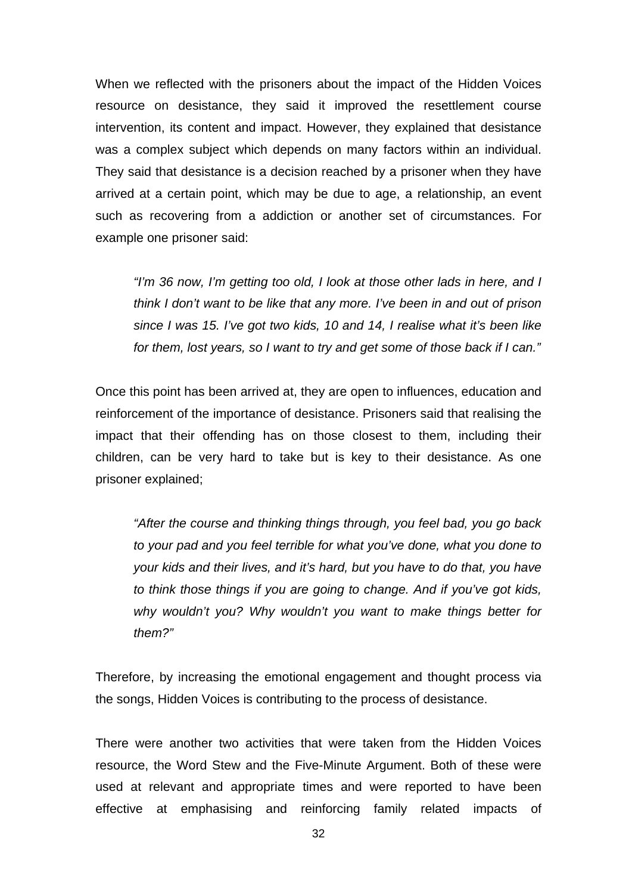When we reflected with the prisoners about the impact of the Hidden Voices resource on desistance, they said it improved the resettlement course intervention, its content and impact. However, they explained that desistance was a complex subject which depends on many factors within an individual. They said that desistance is a decision reached by a prisoner when they have arrived at a certain point, which may be due to age, a relationship, an event such as recovering from a addiction or another set of circumstances. For example one prisoner said:

> *"I'm 36 now, I'm getting too old, I look at those other lads in here, and I think I don't want to be like that any more. I've been in and out of prison since I was 15. I've got two kids, 10 and 14, I realise what it's been like for them, lost years, so I want to try and get some of those back if I can."*

Once this point has been arrived at, they are open to influences, education and reinforcement of the importance of desistance. Prisoners said that realising the impact that their offending has on those closest to them, including their children, can be very hard to take but is key to their desistance. As one prisoner explained;

> *"After the course and thinking things through, you feel bad, you go back to your pad and you feel terrible for what you've done, what you done to your kids and their lives, and it's hard, but you have to do that, you have to think those things if you are going to change. And if you've got kids, why wouldn't you? Why wouldn't you want to make things better for them?"*

Therefore, by increasing the emotional engagement and thought process via the songs, Hidden Voices is contributing to the process of desistance.

There were another two activities that were taken from the Hidden Voices resource, the Word Stew and the Five-Minute Argument. Both of these were used at relevant and appropriate times and were reported to have been effective at emphasising and reinforcing family related impacts of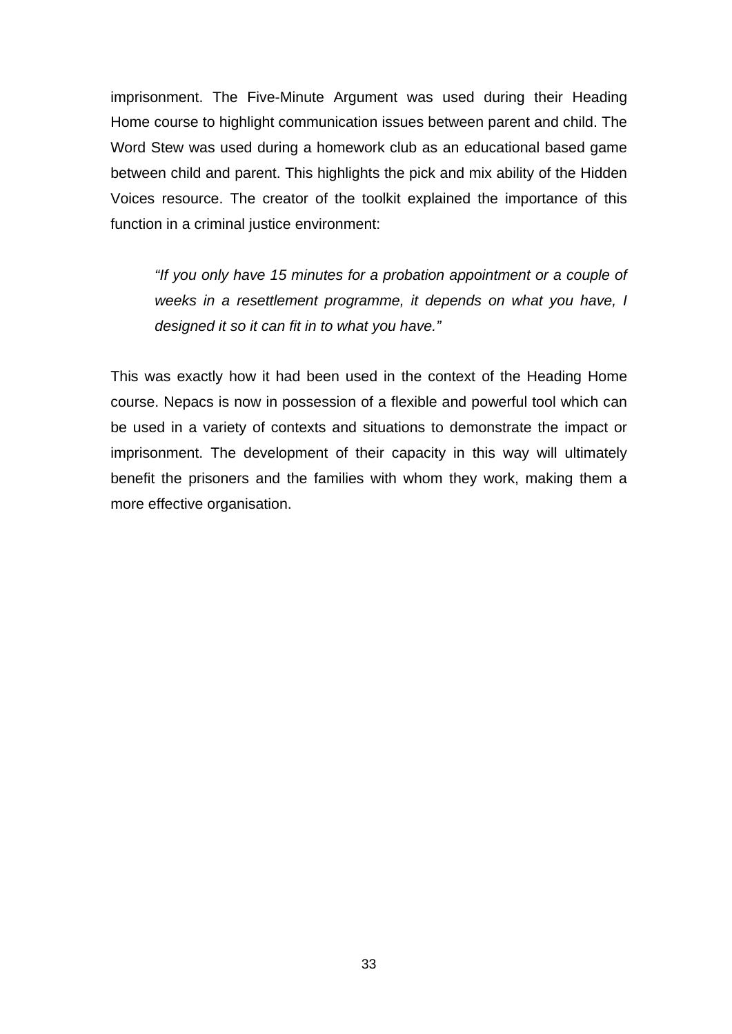imprisonment. The Five-Minute Argument was used during their Heading Home course to highlight communication issues between parent and child. The Word Stew was used during a homework club as an educational based game between child and parent. This highlights the pick and mix ability of the Hidden Voices resource. The creator of the toolkit explained the importance of this function in a criminal justice environment:

> *"If you only have 15 minutes for a probation appointment or a couple of weeks in a resettlement programme, it depends on what you have, I designed it so it can fit in to what you have."*

This was exactly how it had been used in the context of the Heading Home course. Nepacs is now in possession of a flexible and powerful tool which can be used in a variety of contexts and situations to demonstrate the impact or imprisonment. The development of their capacity in this way will ultimately benefit the prisoners and the families with whom they work, making them a more effective organisation.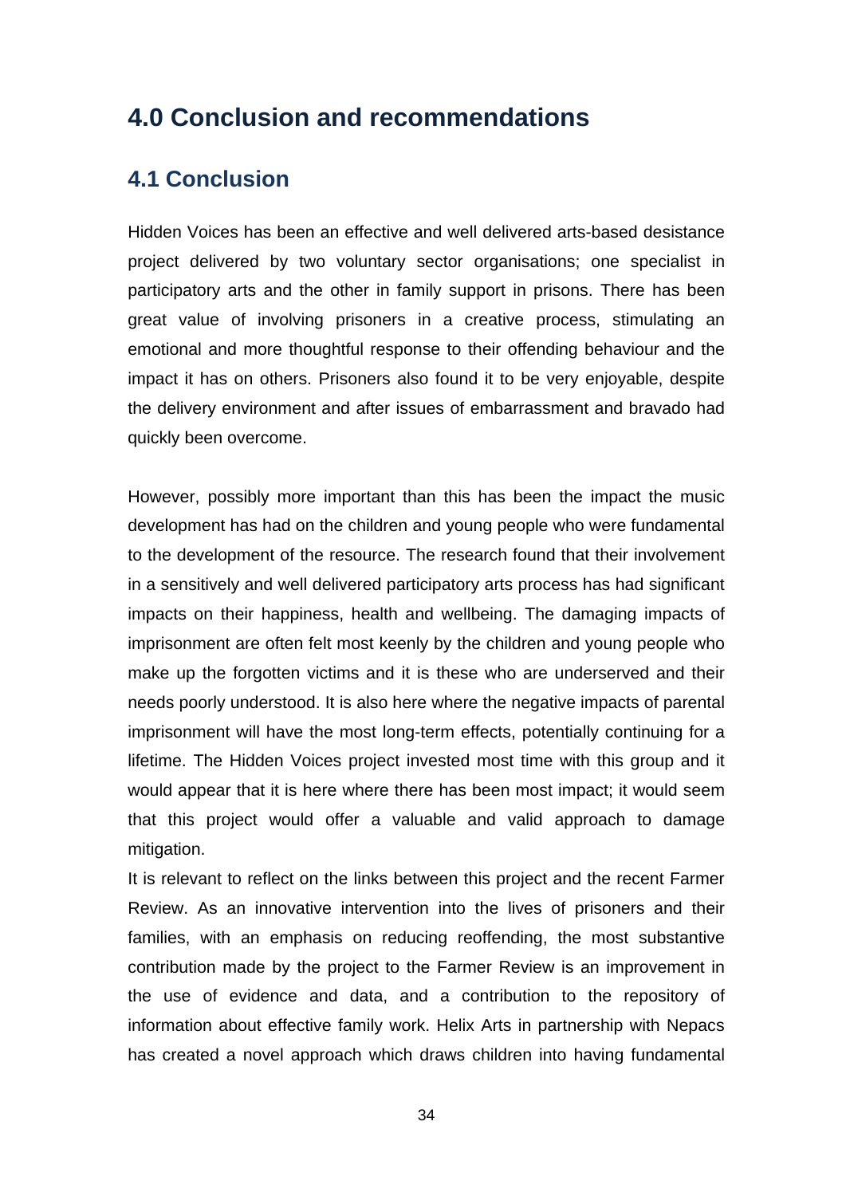# 4.0 Conclusion and recommendations

## 4.1 Conclusion

Hidden Voices has been an effective and well delivered arts-based desistance project delivered by two voluntary sector organisations; one specialist in participatory arts and the other in family support in prisons. There has been great value of involving prisoners in a creative process, stimulating an emotional and more thoughtful response to their offending behaviour and the impact it has on others. Prisoners also found it to be very enjoyable, despite the delivery environment and after issues of embarrassment and bravado had quickly been overcome.

However, possibly more important than this has been the impact the music development has had on the children and young people who were fundamental to the development of the resource. The research found that their involvement in a sensitively and well delivered participatory arts process has had significant impacts on their happiness, health and wellbeing. The damaging impacts of imprisonment are often felt most keenly by the children and young people who make up the forgotten victims and it is these who are underserved and their needs poorly understood. It is also here where the negative impacts of parental imprisonment will have the most long-term effects, potentially continuing for a lifetime. The Hidden Voices project invested most time with this group and it would appear that it is here where there has been most impact; it would seem that this project would offer a valuable and valid approach to damage mitigation.

It is relevant to reflect on the links between this project and the recent Farmer Review. As an innovative intervention into the lives of prisoners and their families, with an emphasis on reducing reoffending, the most substantive contribution made by the project to the Farmer Review is an improvement in the use of evidence and data, and a contribution to the repository of information about effective family work. Helix Arts in partnership with Nepacs has created a novel approach which draws children into having fundamental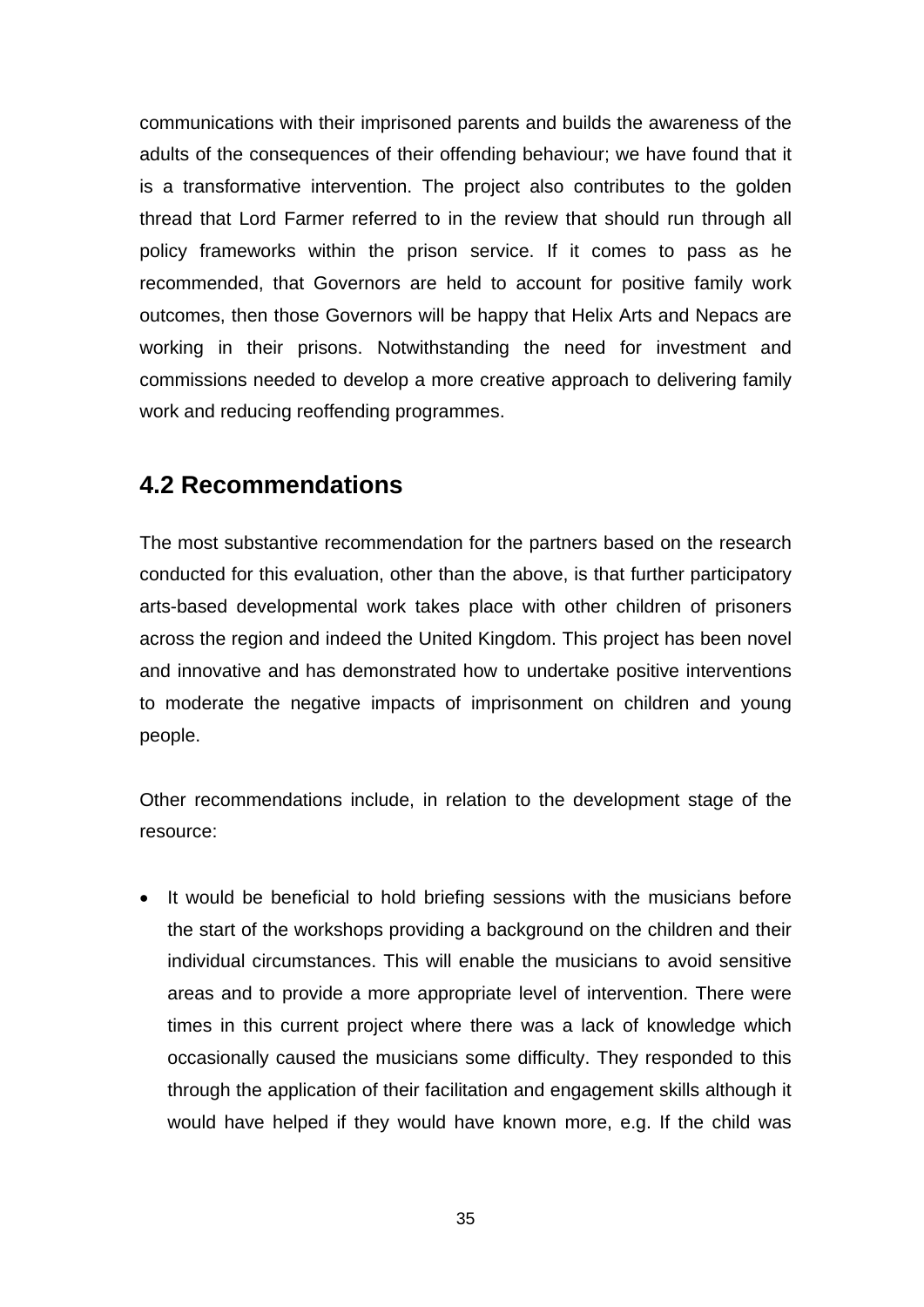communications with their imprisoned parents and builds the awareness of the adults of the consequences of their offending behaviour; we have found that it is a transformative intervention. The project also contributes to the golden thread that Lord Farmer referred to in the review that should run through all policy frameworks within the prison service. If it comes to pass as he recommended, that Governors are held to account for positive family work outcomes, then those Governors will be happy that Helix Arts and Nepacs are working in their prisons. Notwithstanding the need for investment and commissions needed to develop a more creative approach to delivering family work and reducing reoffending programmes.

## 4.2 Recommendations

The most substantive recommendation for the partners based on the research conducted for this evaluation, other than the above, is that further participatory arts-based developmental work takes place with other children of prisoners across the region and indeed the United Kingdom. This project has been novel and innovative and has demonstrated how to undertake positive interventions to moderate the negative impacts of imprisonment on children and young people.

Other recommendations include, in relation to the development stage of the resource:

- It would be beneficial to hold briefing sessions with the musicians before the start of the workshops providing a background on the children and their individual circumstances. This will enable the musicians to avoid sensitive areas and to provide a more appropriate level of intervention. There were times in this current project where there was a lack of knowledge which occasionally caused the musicians some difficulty. They responded to this through the application of their facilitation and engagement skills although it would have helped if they would have known more, e.g. If the child was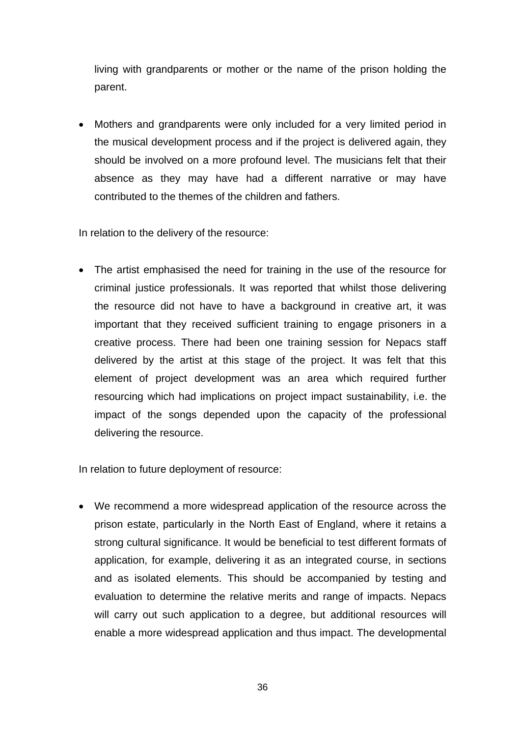living with grandparents or mother or the name of the prison holding the parent.

- Mothers and grandparents were only included for a very limited period in the musical development process and if the project is delivered again, they should be involved on a more profound level. The musicians felt that their absence as they may have had a different narrative or may have contributed to the themes of the children and fathers.

In relation to the delivery of the resource:

- The artist emphasised the need for training in the use of the resource for criminal justice professionals. It was reported that whilst those delivering the resource did not have to have a background in creative art, it was important that they received sufficient training to engage prisoners in a creative process. There had been one training session for Nepacs staff delivered by the artist at this stage of the project. It was felt that this element of project development was an area which required further resourcing which had implications on project impact sustainability, i.e. the impact of the songs depended upon the capacity of the professional delivering the resource.

In relation to future deployment of resource:

- We recommend a more widespread application of the resource across the prison estate, particularly in the North East of England, where it retains a strong cultural significance. It would be beneficial to test different formats of application, for example, delivering it as an integrated course, in sections and as isolated elements. This should be accompanied by testing and evaluation to determine the relative merits and range of impacts. Nepacs will carry out such application to a degree, but additional resources will enable a more widespread application and thus impact. The developmental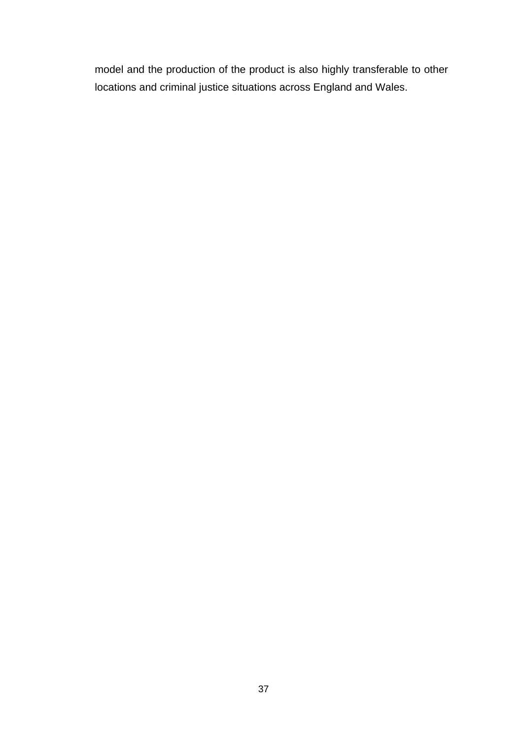model and the production of the product is also highly transferable to other locations and criminal justice situations across England and Wales.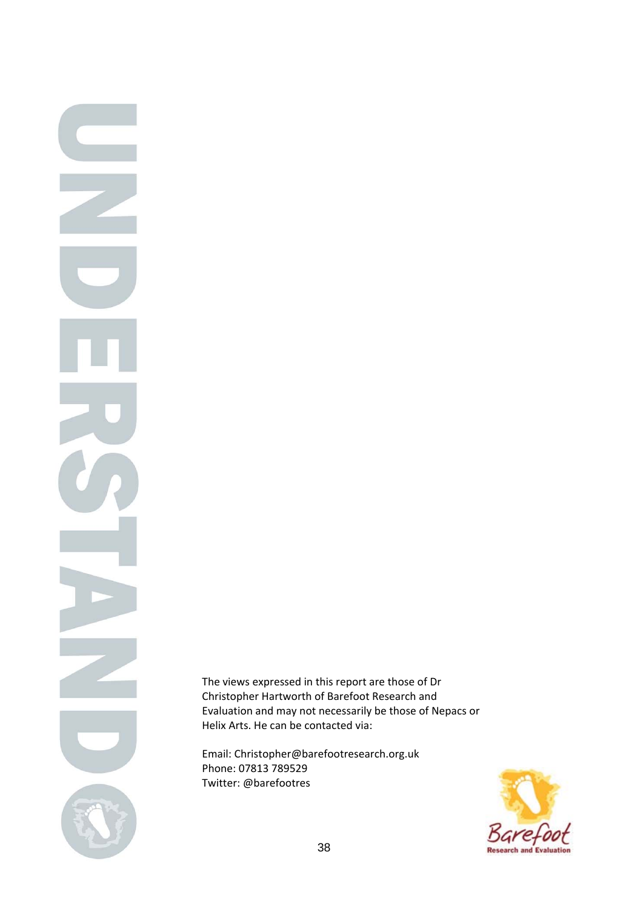The views expressed in this report are those of Dr Christopher Hartworth of Barefoot Research and Evaluation and may not necessarily be those of Nepacs or Helix Arts. He can be contacted via:

Email: Christopher@barefootresearch.org.uk
Phone: 07813 789529
Twitter: @barefootres